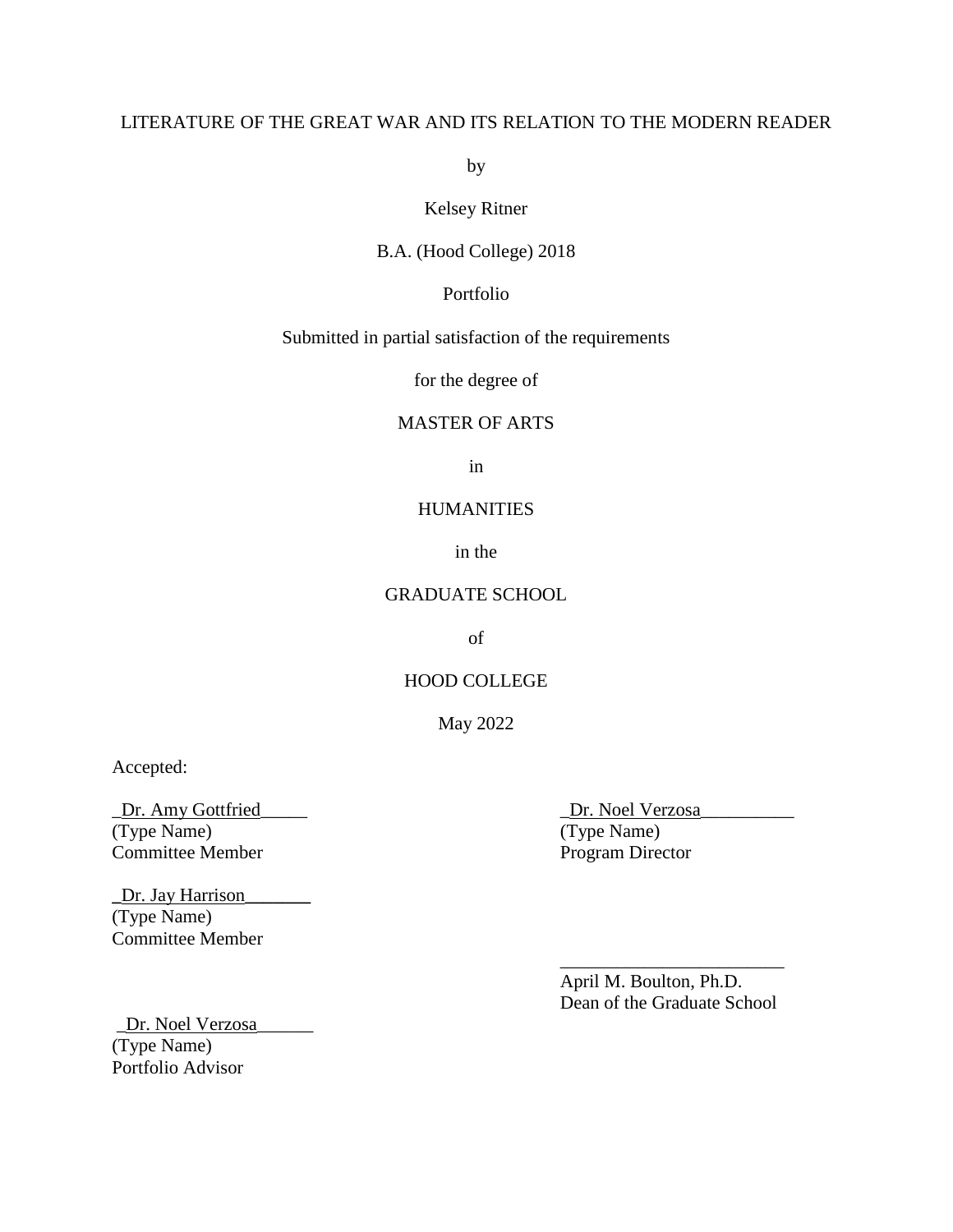LITERATURE OF THE GREAT WAR AND ITS RELATION TO THE MODERN READER

by

Kelsey Ritner

B.A. (Hood College) 2018

Portfolio

Submitted in partial satisfaction of the requirements

for the degree of

MASTER OF ARTS

in

HUMANITIES

in the

GRADUATE SCHOOL

of

HOOD COLLEGE

May 2022

Accepted:

_Dr. Amy Gottfried_____
(Type Name)
Committee Member

_Dr. Noel Verzosa__________
(Type Name)
Program Director

_Dr. Jay Harrison_______
(Type Name)
Committee Member

________________________
April M. Boulton, Ph.D.
Dean of the Graduate School

_Dr. Noel Verzosa______
(Type Name)
Portfolio Advisor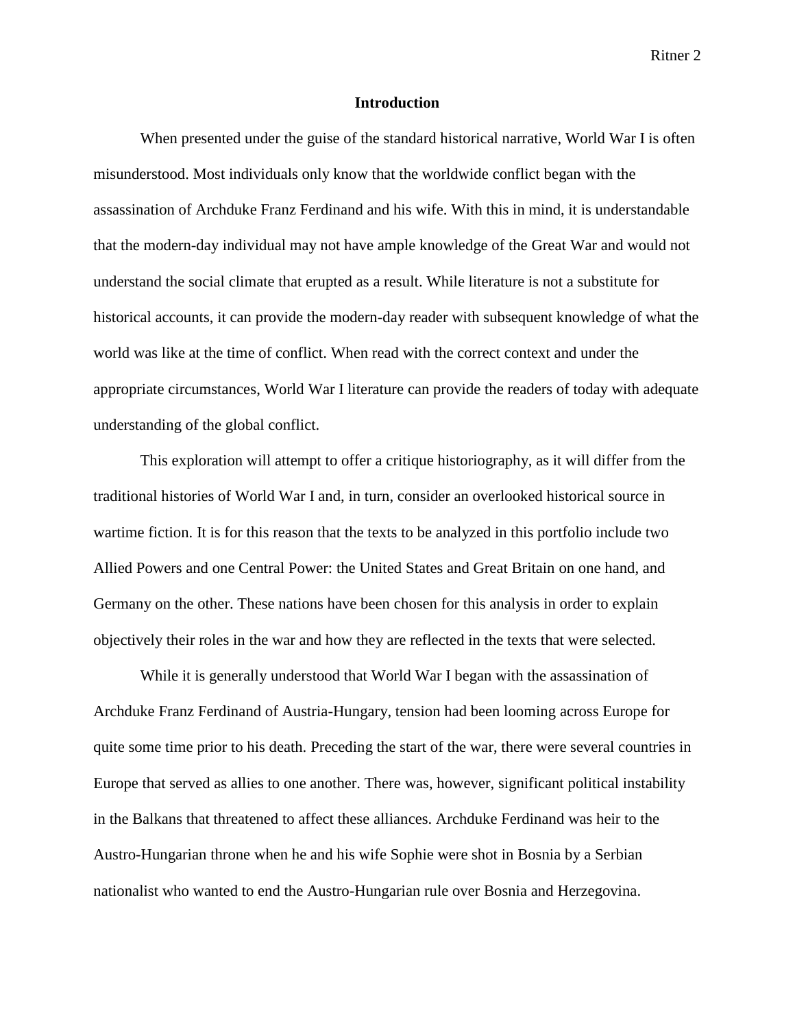## Introduction

When presented under the guise of the standard historical narrative, World War I is often misunderstood. Most individuals only know that the worldwide conflict began with the assassination of Archduke Franz Ferdinand and his wife. With this in mind, it is understandable that the modern-day individual may not have ample knowledge of the Great War and would not understand the social climate that erupted as a result. While literature is not a substitute for historical accounts, it can provide the modern-day reader with subsequent knowledge of what the world was like at the time of conflict. When read with the correct context and under the appropriate circumstances, World War I literature can provide the readers of today with adequate understanding of the global conflict.

This exploration will attempt to offer a critique historiography, as it will differ from the traditional histories of World War I and, in turn, consider an overlooked historical source in wartime fiction. It is for this reason that the texts to be analyzed in this portfolio include two Allied Powers and one Central Power: the United States and Great Britain on one hand, and Germany on the other. These nations have been chosen for this analysis in order to explain objectively their roles in the war and how they are reflected in the texts that were selected.

While it is generally understood that World War I began with the assassination of Archduke Franz Ferdinand of Austria-Hungary, tension had been looming across Europe for quite some time prior to his death. Preceding the start of the war, there were several countries in Europe that served as allies to one another. There was, however, significant political instability in the Balkans that threatened to affect these alliances. Archduke Ferdinand was heir to the Austro-Hungarian throne when he and his wife Sophie were shot in Bosnia by a Serbian nationalist who wanted to end the Austro-Hungarian rule over Bosnia and Herzegovina.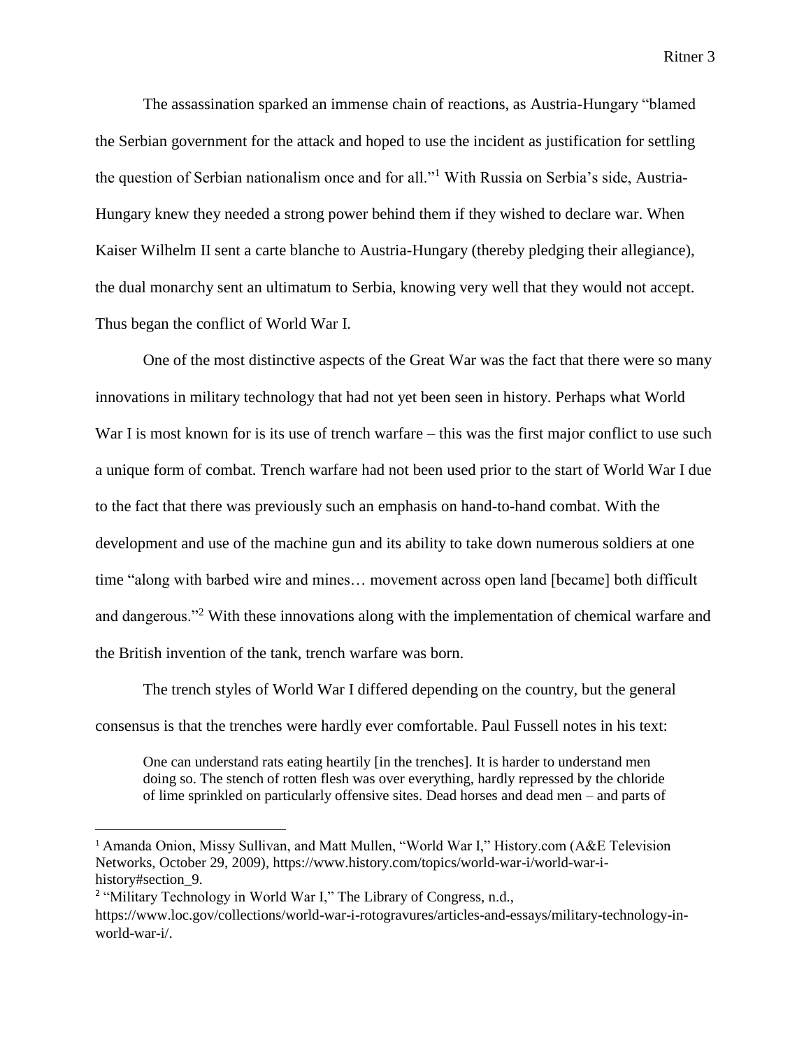The assassination sparked an immense chain of reactions, as Austria-Hungary "blamed the Serbian government for the attack and hoped to use the incident as justification for settling the question of Serbian nationalism once and for all."[1] With Russia on Serbia's side, Austria-Hungary knew they needed a strong power behind them if they wished to declare war. When Kaiser Wilhelm II sent a carte blanche to Austria-Hungary (thereby pledging their allegiance), the dual monarchy sent an ultimatum to Serbia, knowing very well that they would not accept. Thus began the conflict of World War I.

One of the most distinctive aspects of the Great War was the fact that there were so many innovations in military technology that had not yet been seen in history. Perhaps what World War I is most known for is its use of trench warfare – this was the first major conflict to use such a unique form of combat. Trench warfare had not been used prior to the start of World War I due to the fact that there was previously such an emphasis on hand-to-hand combat. With the development and use of the machine gun and its ability to take down numerous soldiers at one time "along with barbed wire and mines… movement across open land [became] both difficult and dangerous."[2] With these innovations along with the implementation of chemical warfare and the British invention of the tank, trench warfare was born.

The trench styles of World War I differed depending on the country, but the general consensus is that the trenches were hardly ever comfortable. Paul Fussell notes in his text:

> One can understand rats eating heartily [in the trenches]. It is harder to understand men doing so. The stench of rotten flesh was over everything, hardly repressed by the chloride of lime sprinkled on particularly offensive sites. Dead horses and dead men – and parts of

---

[1] Amanda Onion, Missy Sullivan, and Matt Mullen, "World War I," History.com (A&E Television Networks, October 29, 2009), https://www.history.com/topics/world-war-i/world-war-i-history#section_9.

[2] "Military Technology in World War I," The Library of Congress, n.d., https://www.loc.gov/collections/world-war-i-rotogravures/articles-and-essays/military-technology-in-world-war-i/.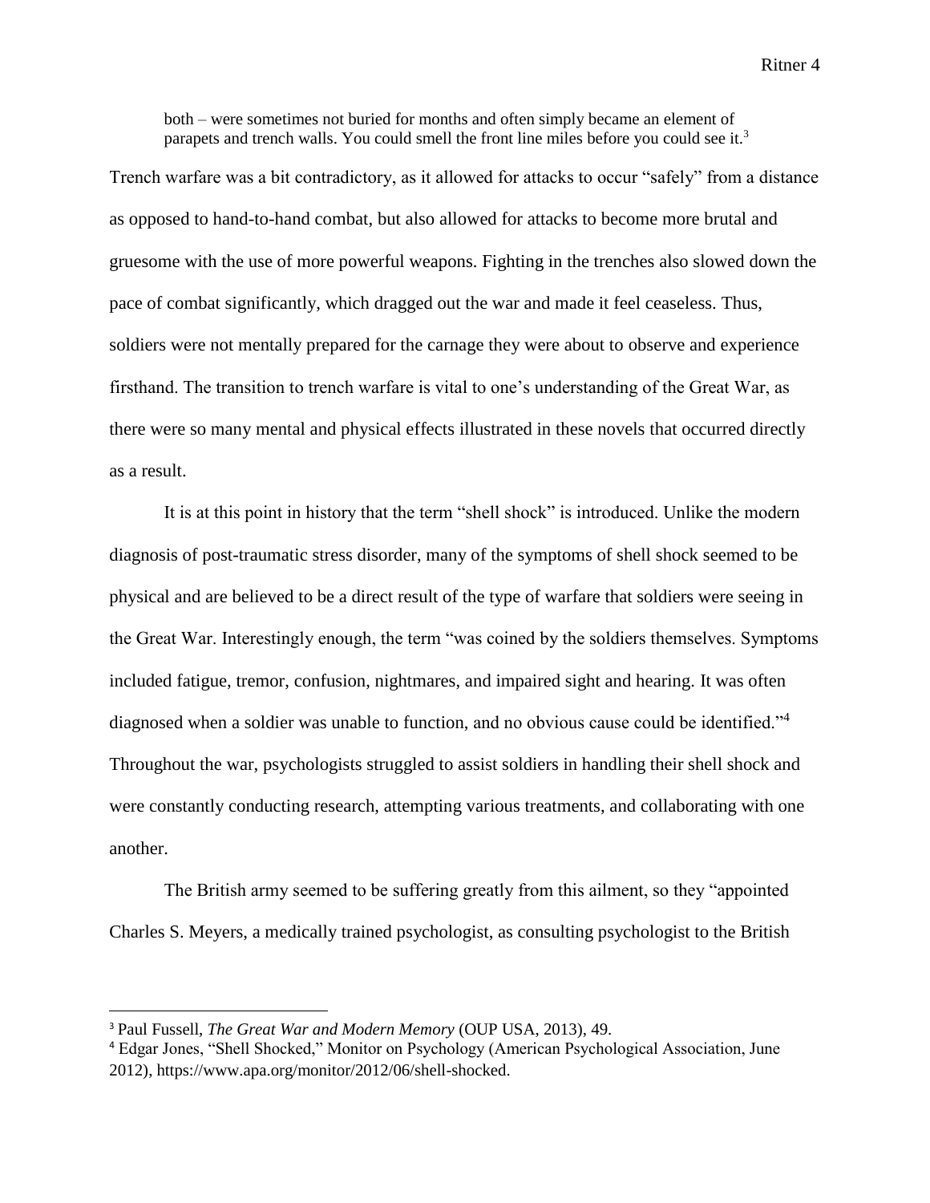> both – were sometimes not buried for months and often simply became an element of parapets and trench walls. You could smell the front line miles before you could see it.[3]

Trench warfare was a bit contradictory, as it allowed for attacks to occur "safely" from a distance as opposed to hand-to-hand combat, but also allowed for attacks to become more brutal and gruesome with the use of more powerful weapons. Fighting in the trenches also slowed down the pace of combat significantly, which dragged out the war and made it feel ceaseless. Thus, soldiers were not mentally prepared for the carnage they were about to observe and experience firsthand. The transition to trench warfare is vital to one's understanding of the Great War, as there were so many mental and physical effects illustrated in these novels that occurred directly as a result.

It is at this point in history that the term "shell shock" is introduced. Unlike the modern diagnosis of post-traumatic stress disorder, many of the symptoms of shell shock seemed to be physical and are believed to be a direct result of the type of warfare that soldiers were seeing in the Great War. Interestingly enough, the term "was coined by the soldiers themselves. Symptoms included fatigue, tremor, confusion, nightmares, and impaired sight and hearing. It was often diagnosed when a soldier was unable to function, and no obvious cause could be identified."[4] Throughout the war, psychologists struggled to assist soldiers in handling their shell shock and were constantly conducting research, attempting various treatments, and collaborating with one another.

The British army seemed to be suffering greatly from this ailment, so they "appointed Charles S. Meyers, a medically trained psychologist, as consulting psychologist to the British

---

[3] Paul Fussell, *The Great War and Modern Memory* (OUP USA, 2013), 49.

[4] Edgar Jones, "Shell Shocked," Monitor on Psychology (American Psychological Association, June 2012), https://www.apa.org/monitor/2012/06/shell-shocked.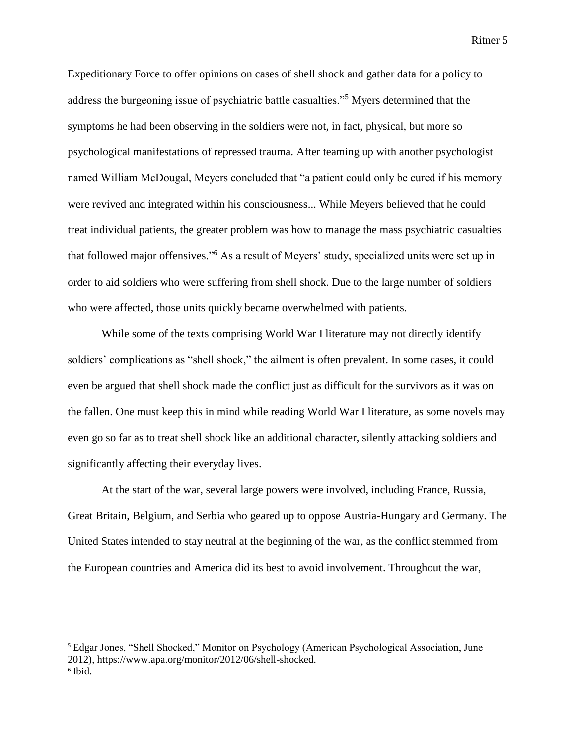Expeditionary Force to offer opinions on cases of shell shock and gather data for a policy to address the burgeoning issue of psychiatric battle casualties."[5] Myers determined that the symptoms he had been observing in the soldiers were not, in fact, physical, but more so psychological manifestations of repressed trauma. After teaming up with another psychologist named William McDougal, Meyers concluded that "a patient could only be cured if his memory were revived and integrated within his consciousness... While Meyers believed that he could treat individual patients, the greater problem was how to manage the mass psychiatric casualties that followed major offensives."[6] As a result of Meyers' study, specialized units were set up in order to aid soldiers who were suffering from shell shock. Due to the large number of soldiers who were affected, those units quickly became overwhelmed with patients.

While some of the texts comprising World War I literature may not directly identify soldiers' complications as "shell shock," the ailment is often prevalent. In some cases, it could even be argued that shell shock made the conflict just as difficult for the survivors as it was on the fallen. One must keep this in mind while reading World War I literature, as some novels may even go so far as to treat shell shock like an additional character, silently attacking soldiers and significantly affecting their everyday lives.

At the start of the war, several large powers were involved, including France, Russia, Great Britain, Belgium, and Serbia who geared up to oppose Austria-Hungary and Germany. The United States intended to stay neutral at the beginning of the war, as the conflict stemmed from the European countries and America did its best to avoid involvement. Throughout the war,

---

[5] Edgar Jones, "Shell Shocked," Monitor on Psychology (American Psychological Association, June 2012), https://www.apa.org/monitor/2012/06/shell-shocked.

[6] Ibid.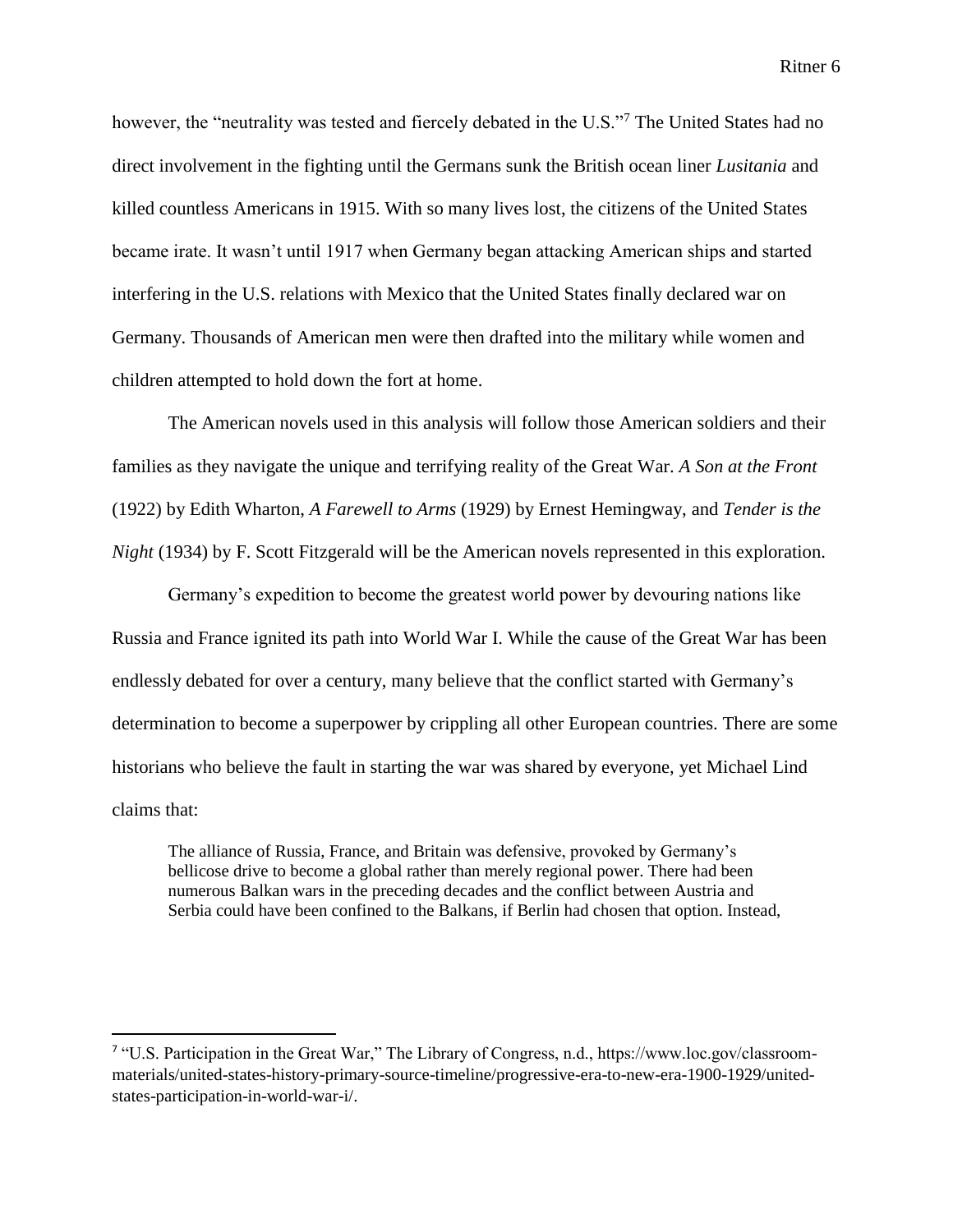however, the "neutrality was tested and fiercely debated in the U.S."[7] The United States had no direct involvement in the fighting until the Germans sunk the British ocean liner *Lusitania* and killed countless Americans in 1915. With so many lives lost, the citizens of the United States became irate. It wasn't until 1917 when Germany began attacking American ships and started interfering in the U.S. relations with Mexico that the United States finally declared war on Germany. Thousands of American men were then drafted into the military while women and children attempted to hold down the fort at home.

The American novels used in this analysis will follow those American soldiers and their families as they navigate the unique and terrifying reality of the Great War. *A Son at the Front* (1922) by Edith Wharton, *A Farewell to Arms* (1929) by Ernest Hemingway, and *Tender is the Night* (1934) by F. Scott Fitzgerald will be the American novels represented in this exploration.

Germany's expedition to become the greatest world power by devouring nations like Russia and France ignited its path into World War I. While the cause of the Great War has been endlessly debated for over a century, many believe that the conflict started with Germany's determination to become a superpower by crippling all other European countries. There are some historians who believe the fault in starting the war was shared by everyone, yet Michael Lind claims that:

> The alliance of Russia, France, and Britain was defensive, provoked by Germany's bellicose drive to become a global rather than merely regional power. There had been numerous Balkan wars in the preceding decades and the conflict between Austria and Serbia could have been confined to the Balkans, if Berlin had chosen that option. Instead,

---

[7] "U.S. Participation in the Great War," The Library of Congress, n.d., https://www.loc.gov/classroom-materials/united-states-history-primary-source-timeline/progressive-era-to-new-era-1900-1929/united-states-participation-in-world-war-i/.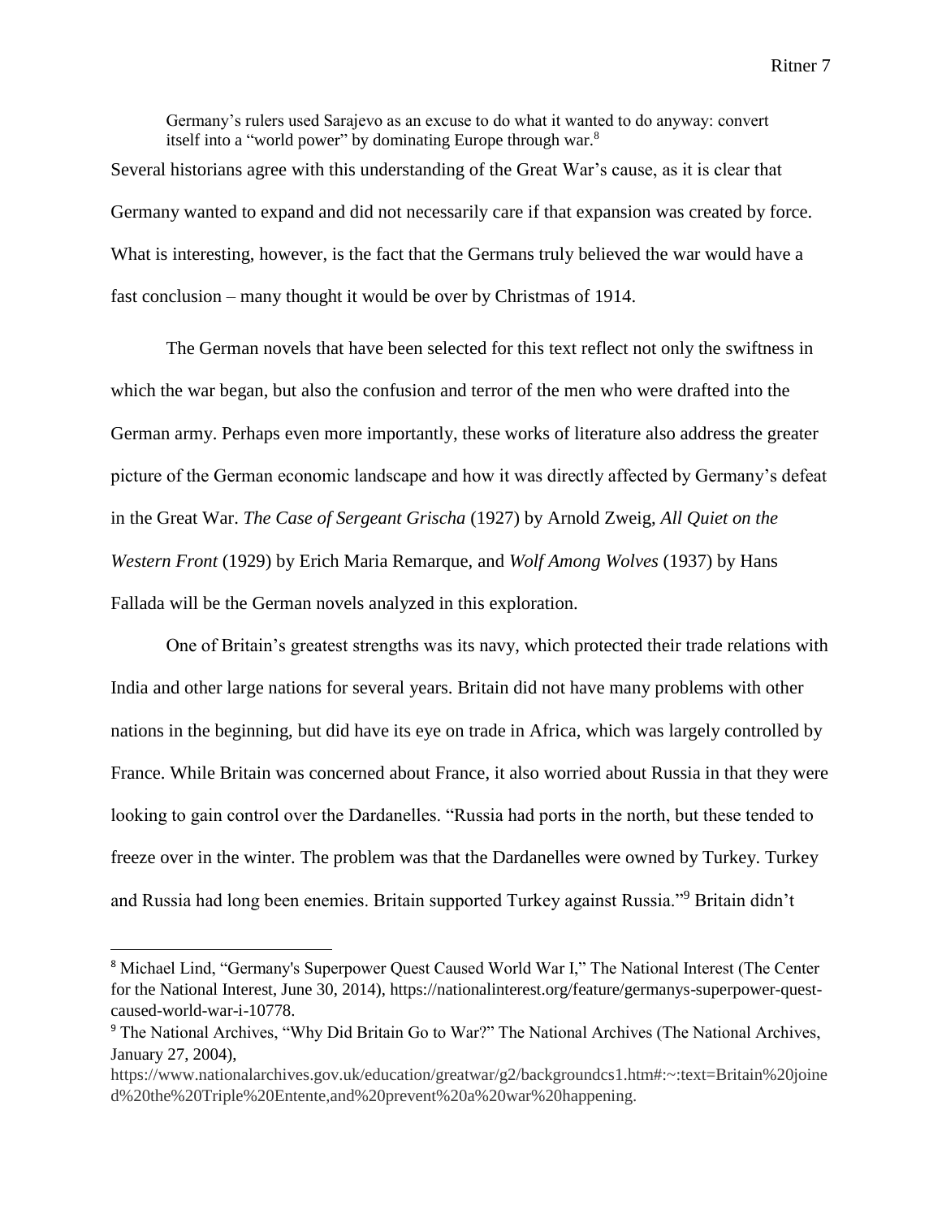> Germany's rulers used Sarajevo as an excuse to do what it wanted to do anyway: convert itself into a "world power" by dominating Europe through war.[8]

Several historians agree with this understanding of the Great War's cause, as it is clear that Germany wanted to expand and did not necessarily care if that expansion was created by force. What is interesting, however, is the fact that the Germans truly believed the war would have a fast conclusion – many thought it would be over by Christmas of 1914.

The German novels that have been selected for this text reflect not only the swiftness in which the war began, but also the confusion and terror of the men who were drafted into the German army. Perhaps even more importantly, these works of literature also address the greater picture of the German economic landscape and how it was directly affected by Germany's defeat in the Great War. *The Case of Sergeant Grischa* (1927) by Arnold Zweig, *All Quiet on the Western Front* (1929) by Erich Maria Remarque, and *Wolf Among Wolves* (1937) by Hans Fallada will be the German novels analyzed in this exploration.

One of Britain's greatest strengths was its navy, which protected their trade relations with India and other large nations for several years. Britain did not have many problems with other nations in the beginning, but did have its eye on trade in Africa, which was largely controlled by France. While Britain was concerned about France, it also worried about Russia in that they were looking to gain control over the Dardanelles. "Russia had ports in the north, but these tended to freeze over in the winter. The problem was that the Dardanelles were owned by Turkey. Turkey and Russia had long been enemies. Britain supported Turkey against Russia."[9] Britain didn't

---

[8] Michael Lind, "Germany's Superpower Quest Caused World War I," The National Interest (The Center for the National Interest, June 30, 2014), https://nationalinterest.org/feature/germanys-superpower-quest-caused-world-war-i-10778.

[9] The National Archives, "Why Did Britain Go to War?" The National Archives (The National Archives, January 27, 2004), https://www.nationalarchives.gov.uk/education/greatwar/g2/backgroundcs1.htm#:~:text=Britain%20joined%20the%20Triple%20Entente,and%20prevent%20a%20war%20happening.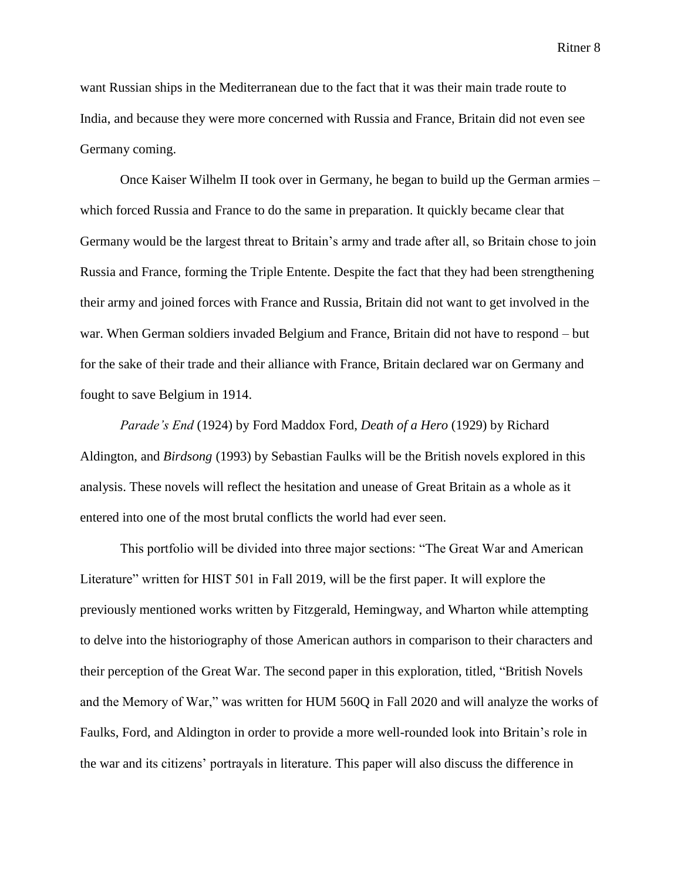want Russian ships in the Mediterranean due to the fact that it was their main trade route to India, and because they were more concerned with Russia and France, Britain did not even see Germany coming.

Once Kaiser Wilhelm II took over in Germany, he began to build up the German armies – which forced Russia and France to do the same in preparation. It quickly became clear that Germany would be the largest threat to Britain's army and trade after all, so Britain chose to join Russia and France, forming the Triple Entente. Despite the fact that they had been strengthening their army and joined forces with France and Russia, Britain did not want to get involved in the war. When German soldiers invaded Belgium and France, Britain did not have to respond – but for the sake of their trade and their alliance with France, Britain declared war on Germany and fought to save Belgium in 1914.

*Parade's End* (1924) by Ford Maddox Ford, *Death of a Hero* (1929) by Richard Aldington, and *Birdsong* (1993) by Sebastian Faulks will be the British novels explored in this analysis. These novels will reflect the hesitation and unease of Great Britain as a whole as it entered into one of the most brutal conflicts the world had ever seen.

This portfolio will be divided into three major sections: "The Great War and American Literature" written for HIST 501 in Fall 2019, will be the first paper. It will explore the previously mentioned works written by Fitzgerald, Hemingway, and Wharton while attempting to delve into the historiography of those American authors in comparison to their characters and their perception of the Great War. The second paper in this exploration, titled, "British Novels and the Memory of War," was written for HUM 560Q in Fall 2020 and will analyze the works of Faulks, Ford, and Aldington in order to provide a more well-rounded look into Britain's role in the war and its citizens' portrayals in literature. This paper will also discuss the difference in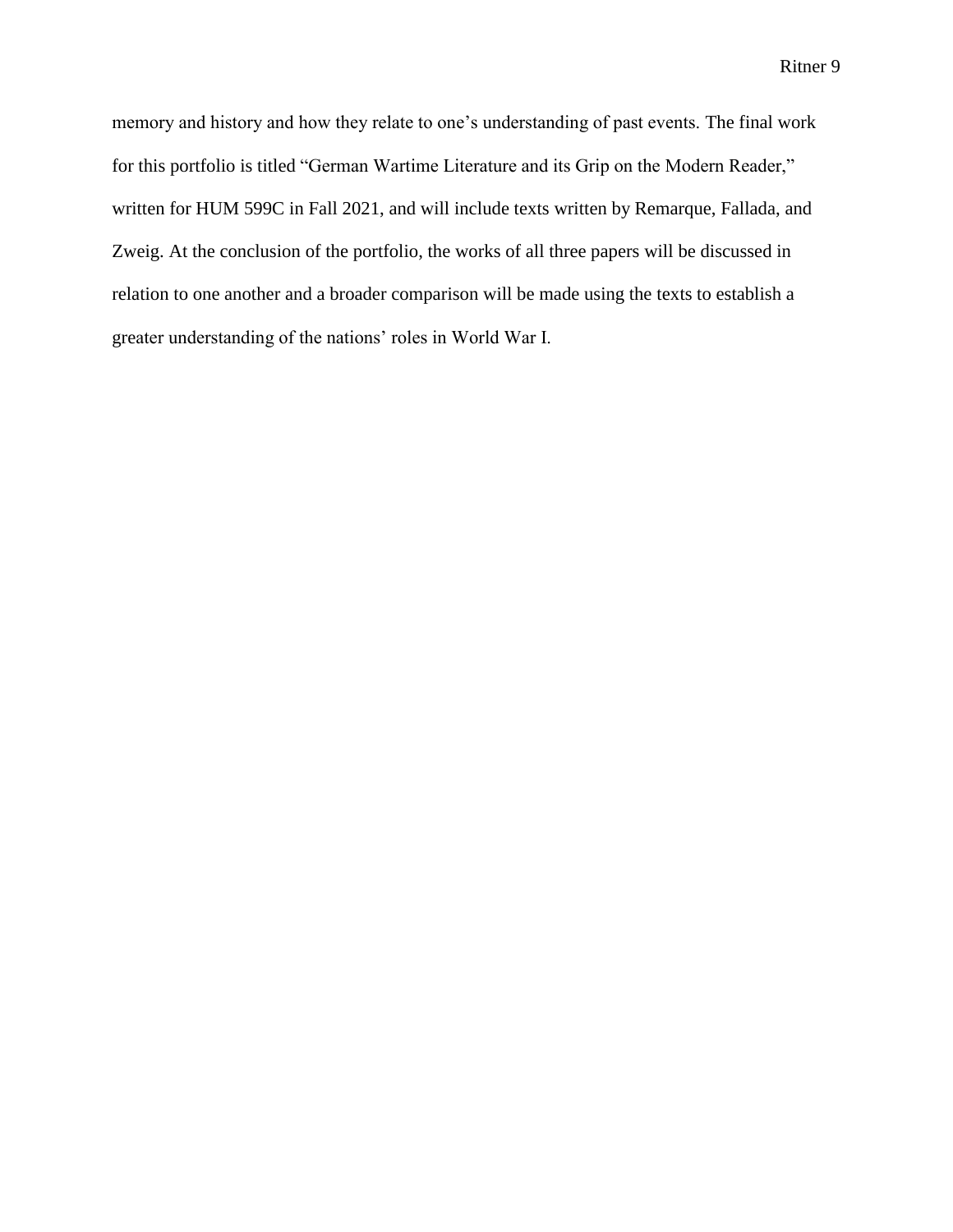memory and history and how they relate to one's understanding of past events. The final work for this portfolio is titled "German Wartime Literature and its Grip on the Modern Reader," written for HUM 599C in Fall 2021, and will include texts written by Remarque, Fallada, and Zweig. At the conclusion of the portfolio, the works of all three papers will be discussed in relation to one another and a broader comparison will be made using the texts to establish a greater understanding of the nations' roles in World War I.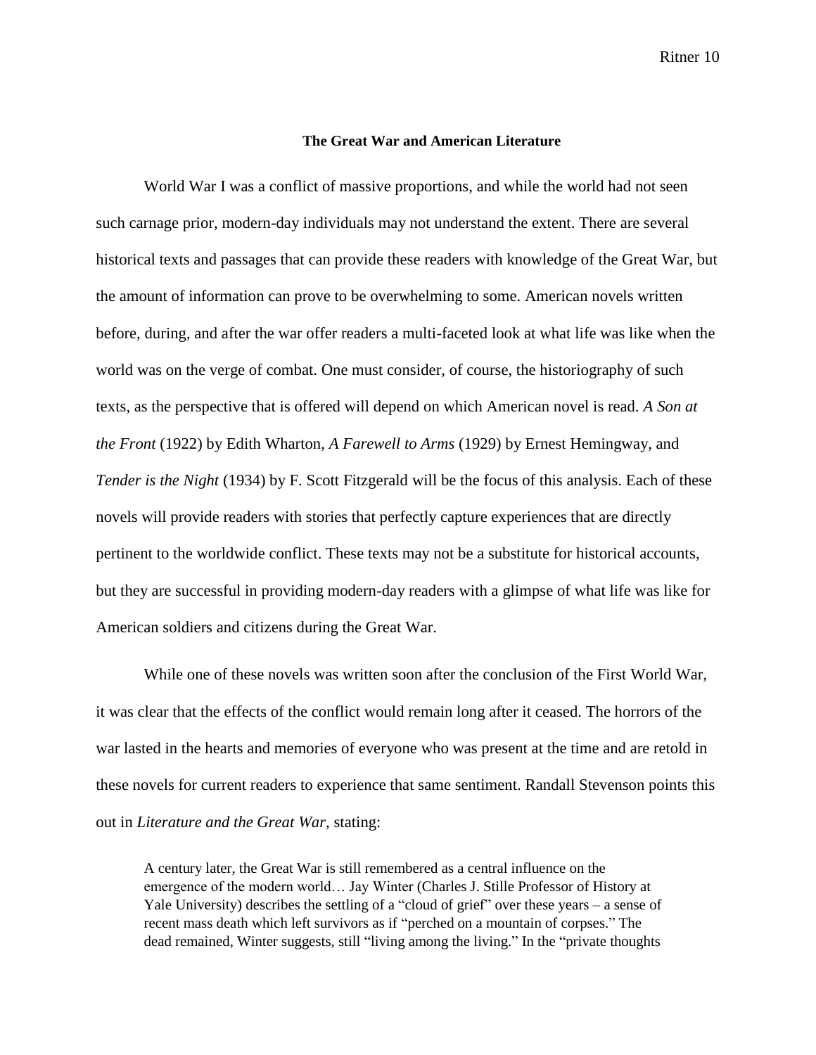# The Great War and American Literature

World War I was a conflict of massive proportions, and while the world had not seen such carnage prior, modern-day individuals may not understand the extent. There are several historical texts and passages that can provide these readers with knowledge of the Great War, but the amount of information can prove to be overwhelming to some. American novels written before, during, and after the war offer readers a multi-faceted look at what life was like when the world was on the verge of combat. One must consider, of course, the historiography of such texts, as the perspective that is offered will depend on which American novel is read. *A Son at the Front* (1922) by Edith Wharton, *A Farewell to Arms* (1929) by Ernest Hemingway, and *Tender is the Night* (1934) by F. Scott Fitzgerald will be the focus of this analysis. Each of these novels will provide readers with stories that perfectly capture experiences that are directly pertinent to the worldwide conflict. These texts may not be a substitute for historical accounts, but they are successful in providing modern-day readers with a glimpse of what life was like for American soldiers and citizens during the Great War.

While one of these novels was written soon after the conclusion of the First World War, it was clear that the effects of the conflict would remain long after it ceased. The horrors of the war lasted in the hearts and memories of everyone who was present at the time and are retold in these novels for current readers to experience that same sentiment. Randall Stevenson points this out in *Literature and the Great War*, stating:

> A century later, the Great War is still remembered as a central influence on the emergence of the modern world… Jay Winter (Charles J. Stille Professor of History at Yale University) describes the settling of a "cloud of grief" over these years – a sense of recent mass death which left survivors as if "perched on a mountain of corpses." The dead remained, Winter suggests, still "living among the living." In the "private thoughts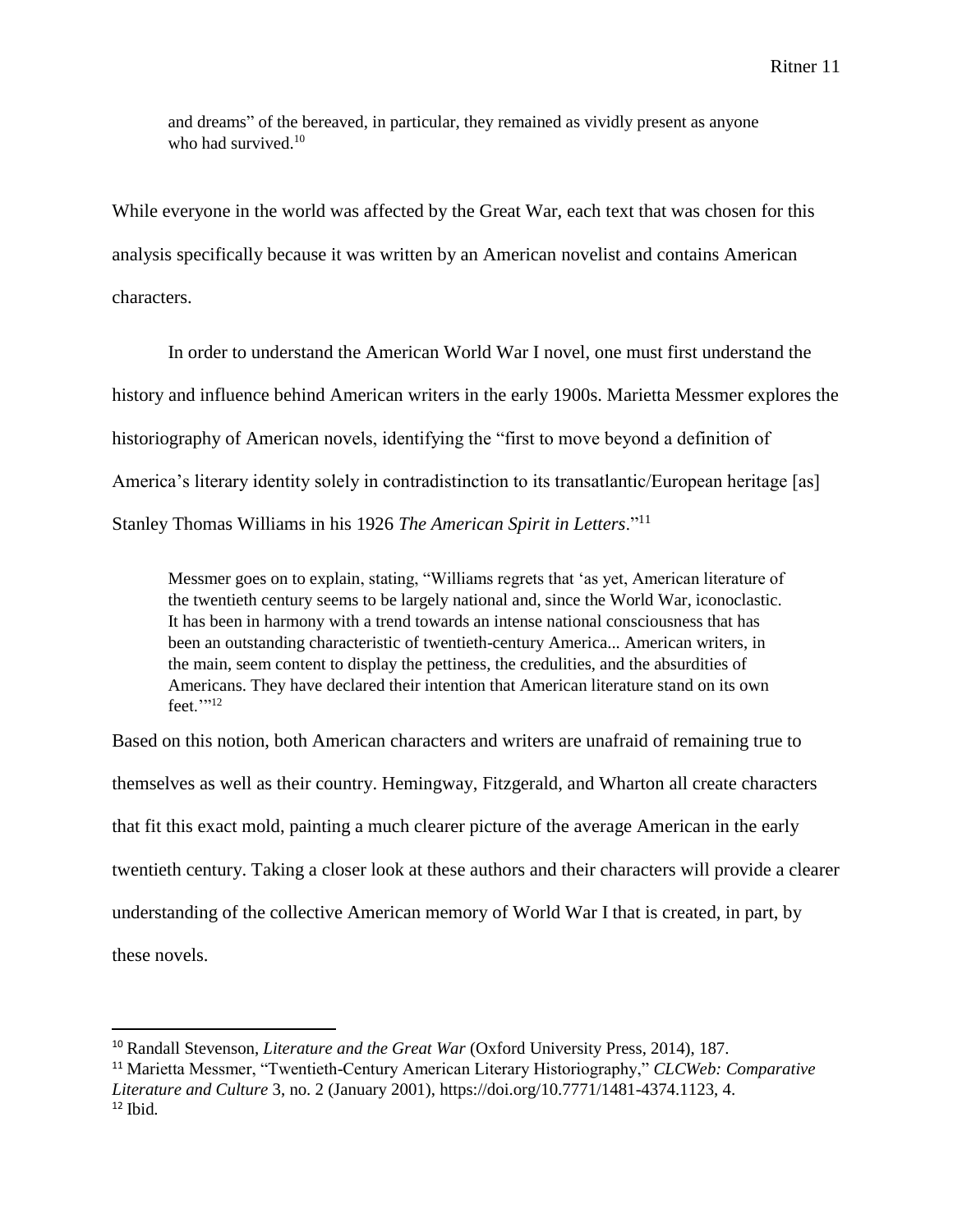> and dreams" of the bereaved, in particular, they remained as vividly present as anyone who had survived.[10]

While everyone in the world was affected by the Great War, each text that was chosen for this analysis specifically because it was written by an American novelist and contains American characters.

In order to understand the American World War I novel, one must first understand the history and influence behind American writers in the early 1900s. Marietta Messmer explores the historiography of American novels, identifying the "first to move beyond a definition of America's literary identity solely in contradistinction to its transatlantic/European heritage [as] Stanley Thomas Williams in his 1926 *The American Spirit in Letters*."[11]

> Messmer goes on to explain, stating, "Williams regrets that 'as yet, American literature of the twentieth century seems to be largely national and, since the World War, iconoclastic. It has been in harmony with a trend towards an intense national consciousness that has been an outstanding characteristic of twentieth-century America... American writers, in the main, seem content to display the pettiness, the credulities, and the absurdities of Americans. They have declared their intention that American literature stand on its own feet.'"[12]

Based on this notion, both American characters and writers are unafraid of remaining true to themselves as well as their country. Hemingway, Fitzgerald, and Wharton all create characters that fit this exact mold, painting a much clearer picture of the average American in the early twentieth century. Taking a closer look at these authors and their characters will provide a clearer understanding of the collective American memory of World War I that is created, in part, by these novels.

---

[10] Randall Stevenson, *Literature and the Great War* (Oxford University Press, 2014), 187.

[11] Marietta Messmer, "Twentieth-Century American Literary Historiography," *CLCWeb: Comparative Literature and Culture* 3, no. 2 (January 2001), https://doi.org/10.7771/1481-4374.1123, 4.

[12] Ibid.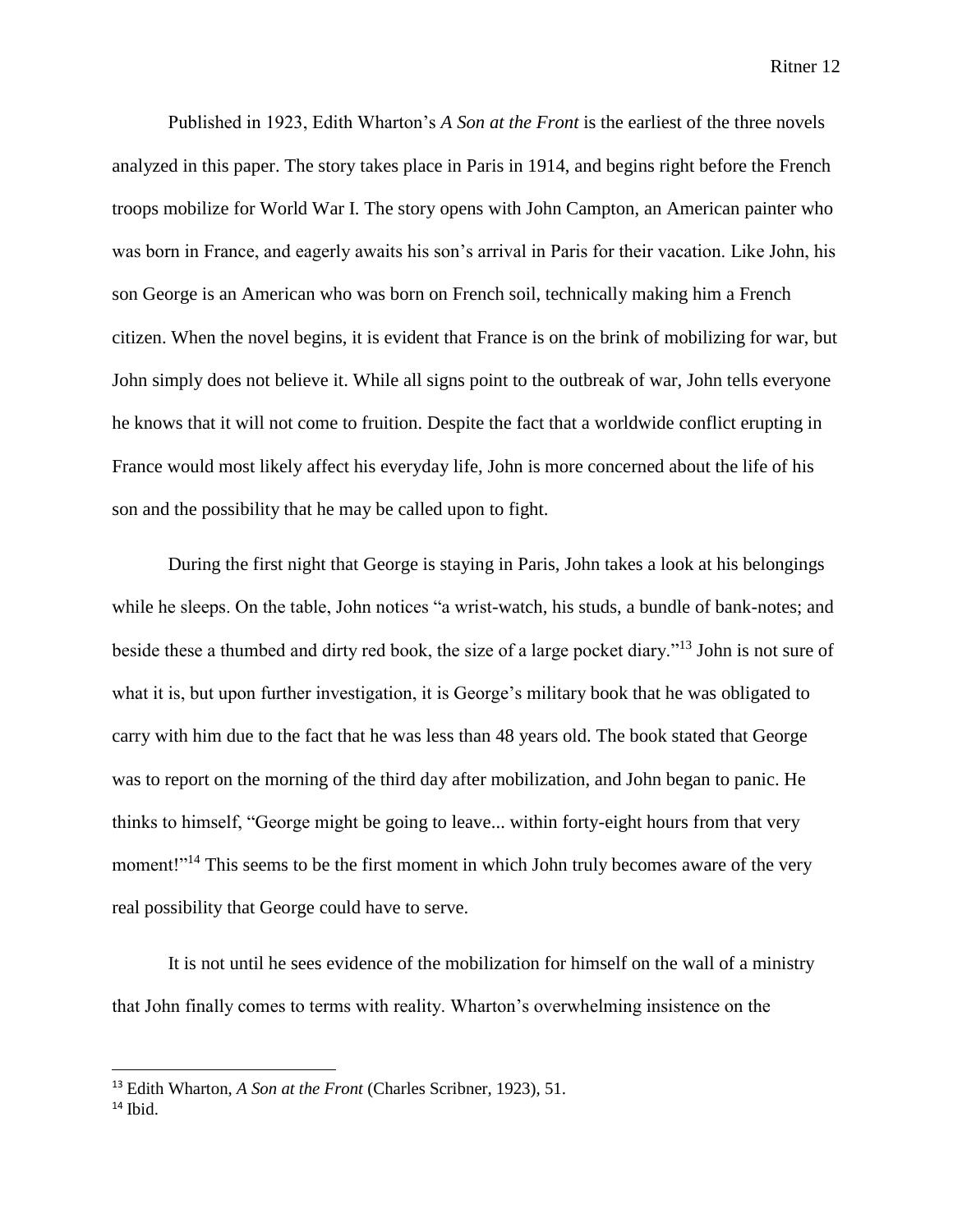Published in 1923, Edith Wharton's *A Son at the Front* is the earliest of the three novels analyzed in this paper. The story takes place in Paris in 1914, and begins right before the French troops mobilize for World War I. The story opens with John Campton, an American painter who was born in France, and eagerly awaits his son's arrival in Paris for their vacation. Like John, his son George is an American who was born on French soil, technically making him a French citizen. When the novel begins, it is evident that France is on the brink of mobilizing for war, but John simply does not believe it. While all signs point to the outbreak of war, John tells everyone he knows that it will not come to fruition. Despite the fact that a worldwide conflict erupting in France would most likely affect his everyday life, John is more concerned about the life of his son and the possibility that he may be called upon to fight.

During the first night that George is staying in Paris, John takes a look at his belongings while he sleeps. On the table, John notices "a wrist-watch, his studs, a bundle of bank-notes; and beside these a thumbed and dirty red book, the size of a large pocket diary."[13] John is not sure of what it is, but upon further investigation, it is George's military book that he was obligated to carry with him due to the fact that he was less than 48 years old. The book stated that George was to report on the morning of the third day after mobilization, and John began to panic. He thinks to himself, "George might be going to leave... within forty-eight hours from that very moment!"[14] This seems to be the first moment in which John truly becomes aware of the very real possibility that George could have to serve.

It is not until he sees evidence of the mobilization for himself on the wall of a ministry that John finally comes to terms with reality. Wharton's overwhelming insistence on the

---

[13] Edith Wharton, *A Son at the Front* (Charles Scribner, 1923), 51.

[14] Ibid.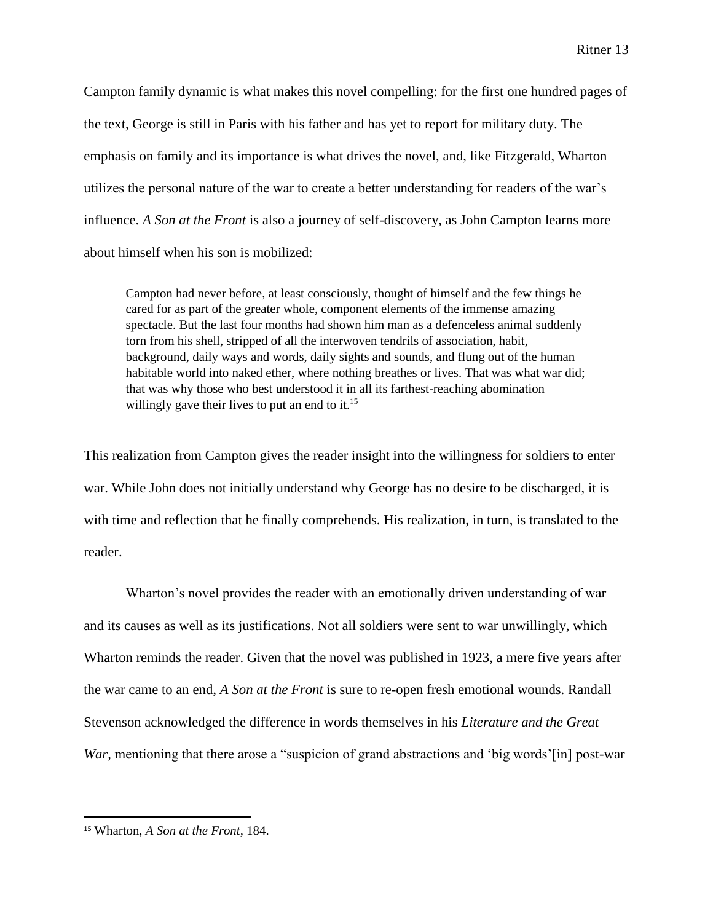Campton family dynamic is what makes this novel compelling: for the first one hundred pages of the text, George is still in Paris with his father and has yet to report for military duty. The emphasis on family and its importance is what drives the novel, and, like Fitzgerald, Wharton utilizes the personal nature of the war to create a better understanding for readers of the war's influence. *A Son at the Front* is also a journey of self-discovery, as John Campton learns more about himself when his son is mobilized:

> Campton had never before, at least consciously, thought of himself and the few things he cared for as part of the greater whole, component elements of the immense amazing spectacle. But the last four months had shown him man as a defenceless animal suddenly torn from his shell, stripped of all the interwoven tendrils of association, habit, background, daily ways and words, daily sights and sounds, and flung out of the human habitable world into naked ether, where nothing breathes or lives. That was what war did; that was why those who best understood it in all its farthest-reaching abomination willingly gave their lives to put an end to it.[15]

This realization from Campton gives the reader insight into the willingness for soldiers to enter war. While John does not initially understand why George has no desire to be discharged, it is with time and reflection that he finally comprehends. His realization, in turn, is translated to the reader.

Wharton's novel provides the reader with an emotionally driven understanding of war and its causes as well as its justifications. Not all soldiers were sent to war unwillingly, which Wharton reminds the reader. Given that the novel was published in 1923, a mere five years after the war came to an end, *A Son at the Front* is sure to re-open fresh emotional wounds. Randall Stevenson acknowledged the difference in words themselves in his *Literature and the Great War*, mentioning that there arose a "suspicion of grand abstractions and 'big words'[in] post-war

---

[15] Wharton, *A Son at the Front*, 184.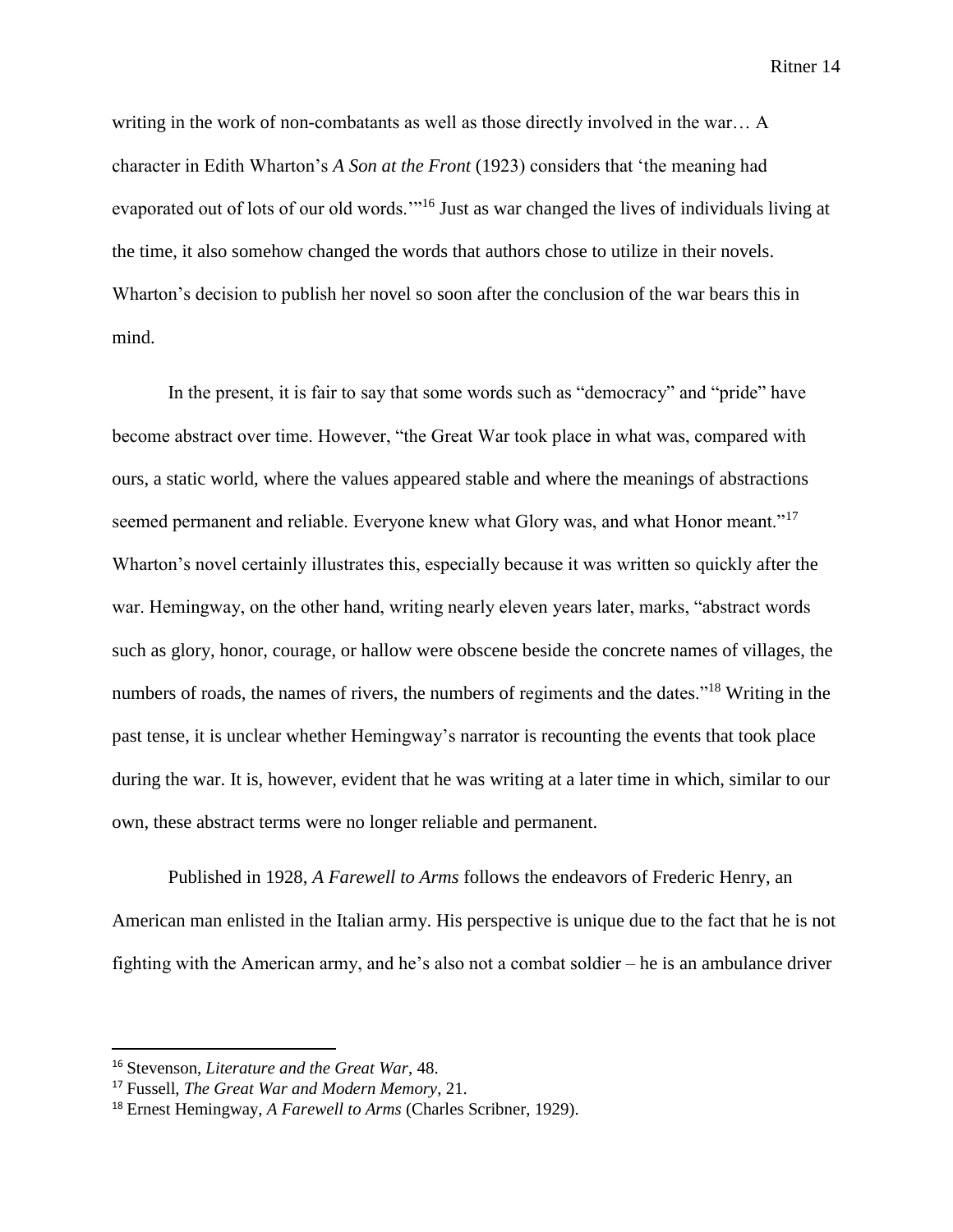writing in the work of non-combatants as well as those directly involved in the war… A character in Edith Wharton's *A Son at the Front* (1923) considers that 'the meaning had evaporated out of lots of our old words.'"[16] Just as war changed the lives of individuals living at the time, it also somehow changed the words that authors chose to utilize in their novels. Wharton's decision to publish her novel so soon after the conclusion of the war bears this in mind.

In the present, it is fair to say that some words such as "democracy" and "pride" have become abstract over time. However, "the Great War took place in what was, compared with ours, a static world, where the values appeared stable and where the meanings of abstractions seemed permanent and reliable. Everyone knew what Glory was, and what Honor meant."[17] Wharton's novel certainly illustrates this, especially because it was written so quickly after the war. Hemingway, on the other hand, writing nearly eleven years later, marks, "abstract words such as glory, honor, courage, or hallow were obscene beside the concrete names of villages, the numbers of roads, the names of rivers, the numbers of regiments and the dates."[18] Writing in the past tense, it is unclear whether Hemingway's narrator is recounting the events that took place during the war. It is, however, evident that he was writing at a later time in which, similar to our own, these abstract terms were no longer reliable and permanent.

Published in 1928, *A Farewell to Arms* follows the endeavors of Frederic Henry, an American man enlisted in the Italian army. His perspective is unique due to the fact that he is not fighting with the American army, and he's also not a combat soldier – he is an ambulance driver

---

[16] Stevenson, *Literature and the Great War*, 48.

[17] Fussell, *The Great War and Modern Memory*, 21.

[18] Ernest Hemingway, *A Farewell to Arms* (Charles Scribner, 1929).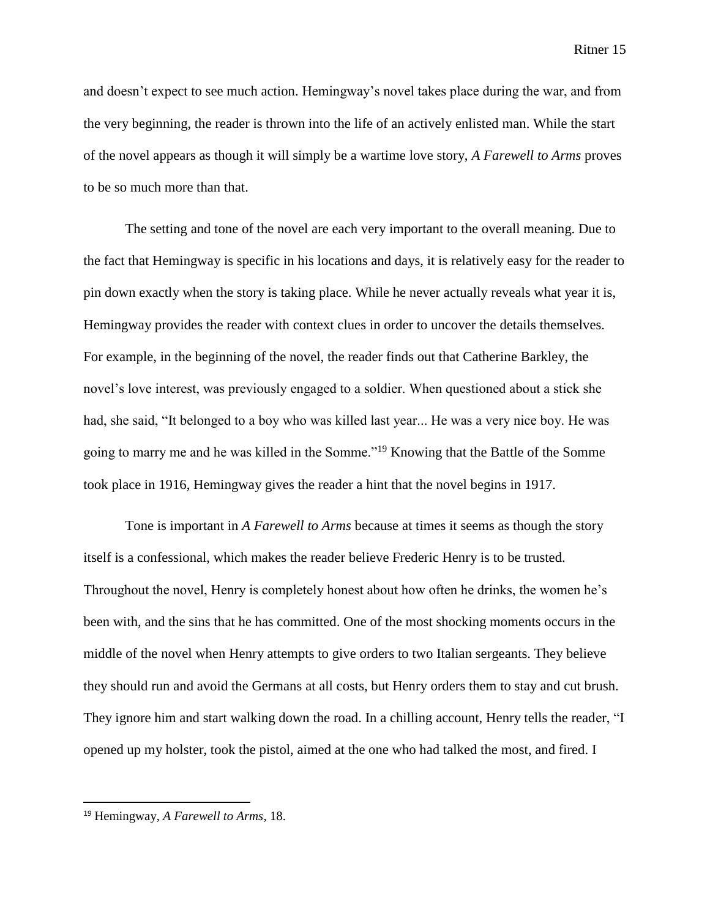and doesn't expect to see much action. Hemingway's novel takes place during the war, and from the very beginning, the reader is thrown into the life of an actively enlisted man. While the start of the novel appears as though it will simply be a wartime love story, *A Farewell to Arms* proves to be so much more than that.

The setting and tone of the novel are each very important to the overall meaning. Due to the fact that Hemingway is specific in his locations and days, it is relatively easy for the reader to pin down exactly when the story is taking place. While he never actually reveals what year it is, Hemingway provides the reader with context clues in order to uncover the details themselves. For example, in the beginning of the novel, the reader finds out that Catherine Barkley, the novel's love interest, was previously engaged to a soldier. When questioned about a stick she had, she said, "It belonged to a boy who was killed last year... He was a very nice boy. He was going to marry me and he was killed in the Somme."[19] Knowing that the Battle of the Somme took place in 1916, Hemingway gives the reader a hint that the novel begins in 1917.

Tone is important in *A Farewell to Arms* because at times it seems as though the story itself is a confessional, which makes the reader believe Frederic Henry is to be trusted. Throughout the novel, Henry is completely honest about how often he drinks, the women he's been with, and the sins that he has committed. One of the most shocking moments occurs in the middle of the novel when Henry attempts to give orders to two Italian sergeants. They believe they should run and avoid the Germans at all costs, but Henry orders them to stay and cut brush. They ignore him and start walking down the road. In a chilling account, Henry tells the reader, "I opened up my holster, took the pistol, aimed at the one who had talked the most, and fired. I

---

[19] Hemingway, *A Farewell to Arms*, 18.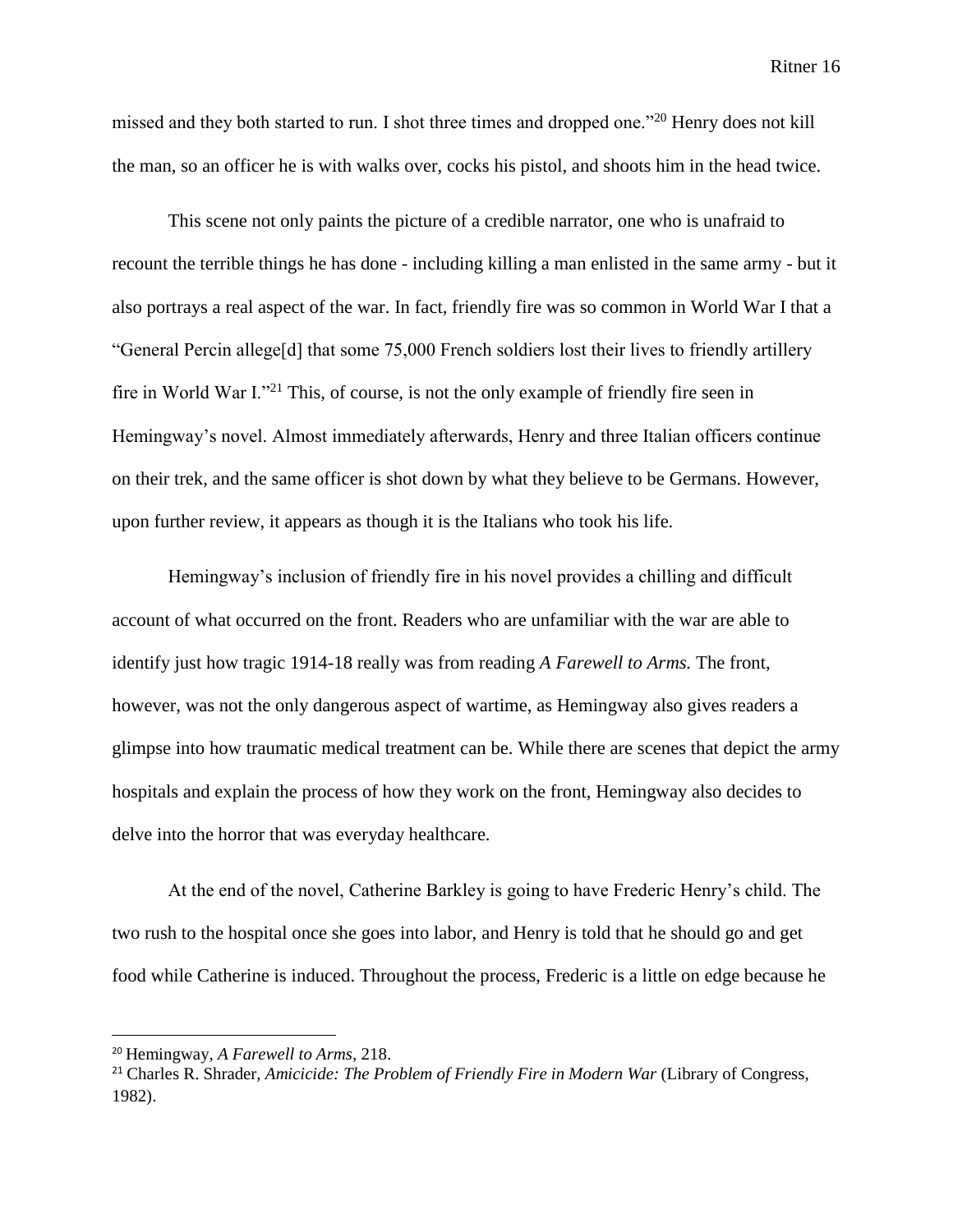missed and they both started to run. I shot three times and dropped one."[20] Henry does not kill the man, so an officer he is with walks over, cocks his pistol, and shoots him in the head twice.

This scene not only paints the picture of a credible narrator, one who is unafraid to recount the terrible things he has done - including killing a man enlisted in the same army - but it also portrays a real aspect of the war. In fact, friendly fire was so common in World War I that a "General Percin allege[d] that some 75,000 French soldiers lost their lives to friendly artillery fire in World War I."[21] This, of course, is not the only example of friendly fire seen in Hemingway's novel. Almost immediately afterwards, Henry and three Italian officers continue on their trek, and the same officer is shot down by what they believe to be Germans. However, upon further review, it appears as though it is the Italians who took his life.

Hemingway's inclusion of friendly fire in his novel provides a chilling and difficult account of what occurred on the front. Readers who are unfamiliar with the war are able to identify just how tragic 1914-18 really was from reading *A Farewell to Arms.* The front, however, was not the only dangerous aspect of wartime, as Hemingway also gives readers a glimpse into how traumatic medical treatment can be. While there are scenes that depict the army hospitals and explain the process of how they work on the front, Hemingway also decides to delve into the horror that was everyday healthcare.

At the end of the novel, Catherine Barkley is going to have Frederic Henry's child. The two rush to the hospital once she goes into labor, and Henry is told that he should go and get food while Catherine is induced. Throughout the process, Frederic is a little on edge because he

---

[20] Hemingway, *A Farewell to Arms*, 218.

[21] Charles R. Shrader, *Amicicide: The Problem of Friendly Fire in Modern War* (Library of Congress, 1982).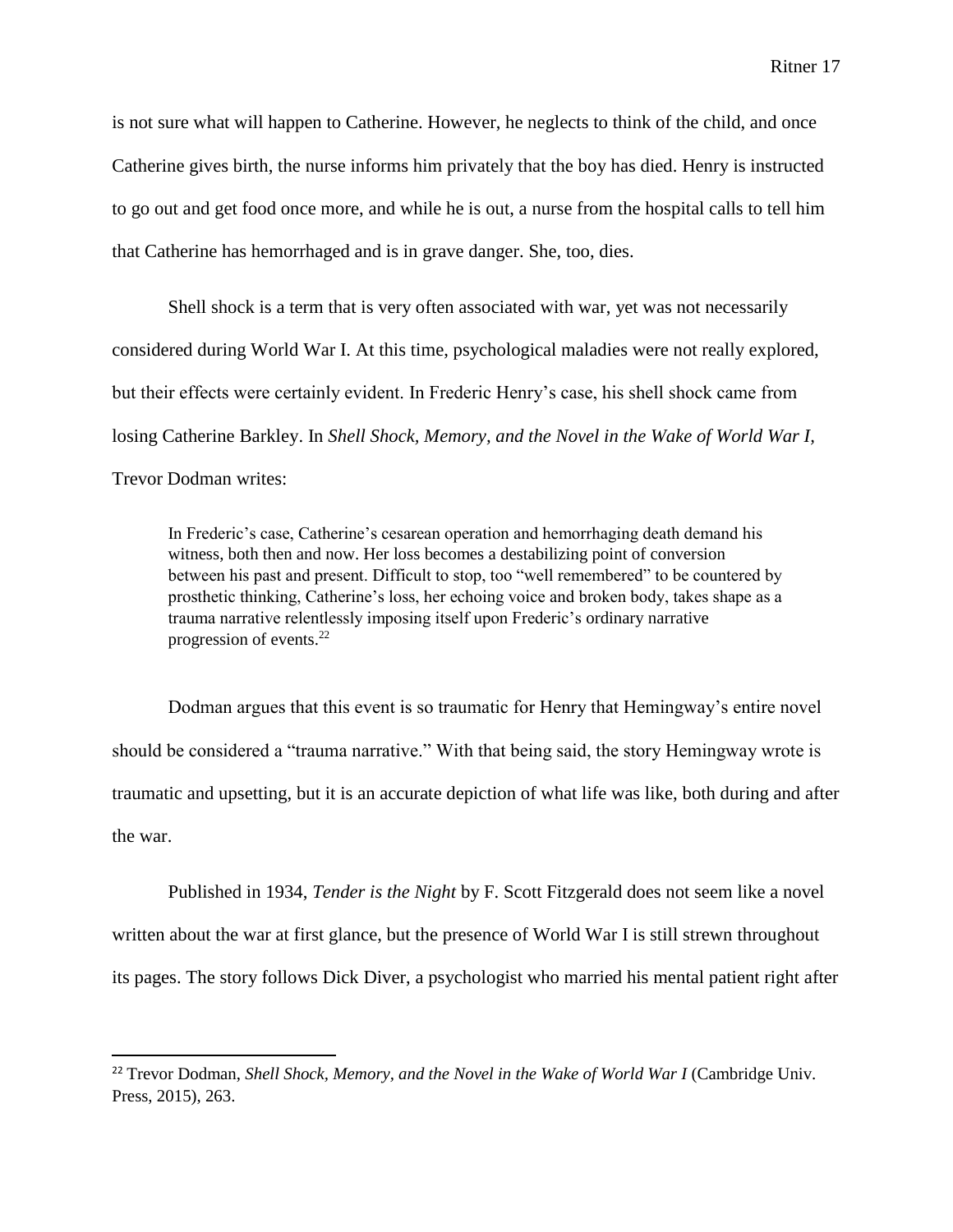is not sure what will happen to Catherine. However, he neglects to think of the child, and once Catherine gives birth, the nurse informs him privately that the boy has died. Henry is instructed to go out and get food once more, and while he is out, a nurse from the hospital calls to tell him that Catherine has hemorrhaged and is in grave danger. She, too, dies.

Shell shock is a term that is very often associated with war, yet was not necessarily considered during World War I. At this time, psychological maladies were not really explored, but their effects were certainly evident. In Frederic Henry's case, his shell shock came from losing Catherine Barkley. In *Shell Shock, Memory, and the Novel in the Wake of World War I,* Trevor Dodman writes:

> In Frederic's case, Catherine's cesarean operation and hemorrhaging death demand his witness, both then and now. Her loss becomes a destabilizing point of conversion between his past and present. Difficult to stop, too "well remembered" to be countered by prosthetic thinking, Catherine's loss, her echoing voice and broken body, takes shape as a trauma narrative relentlessly imposing itself upon Frederic's ordinary narrative progression of events.[22]

Dodman argues that this event is so traumatic for Henry that Hemingway's entire novel should be considered a "trauma narrative." With that being said, the story Hemingway wrote is traumatic and upsetting, but it is an accurate depiction of what life was like, both during and after the war.

Published in 1934, *Tender is the Night* by F. Scott Fitzgerald does not seem like a novel written about the war at first glance, but the presence of World War I is still strewn throughout its pages. The story follows Dick Diver, a psychologist who married his mental patient right after

---

[22] Trevor Dodman, *Shell Shock, Memory, and the Novel in the Wake of World War I* (Cambridge Univ. Press, 2015), 263.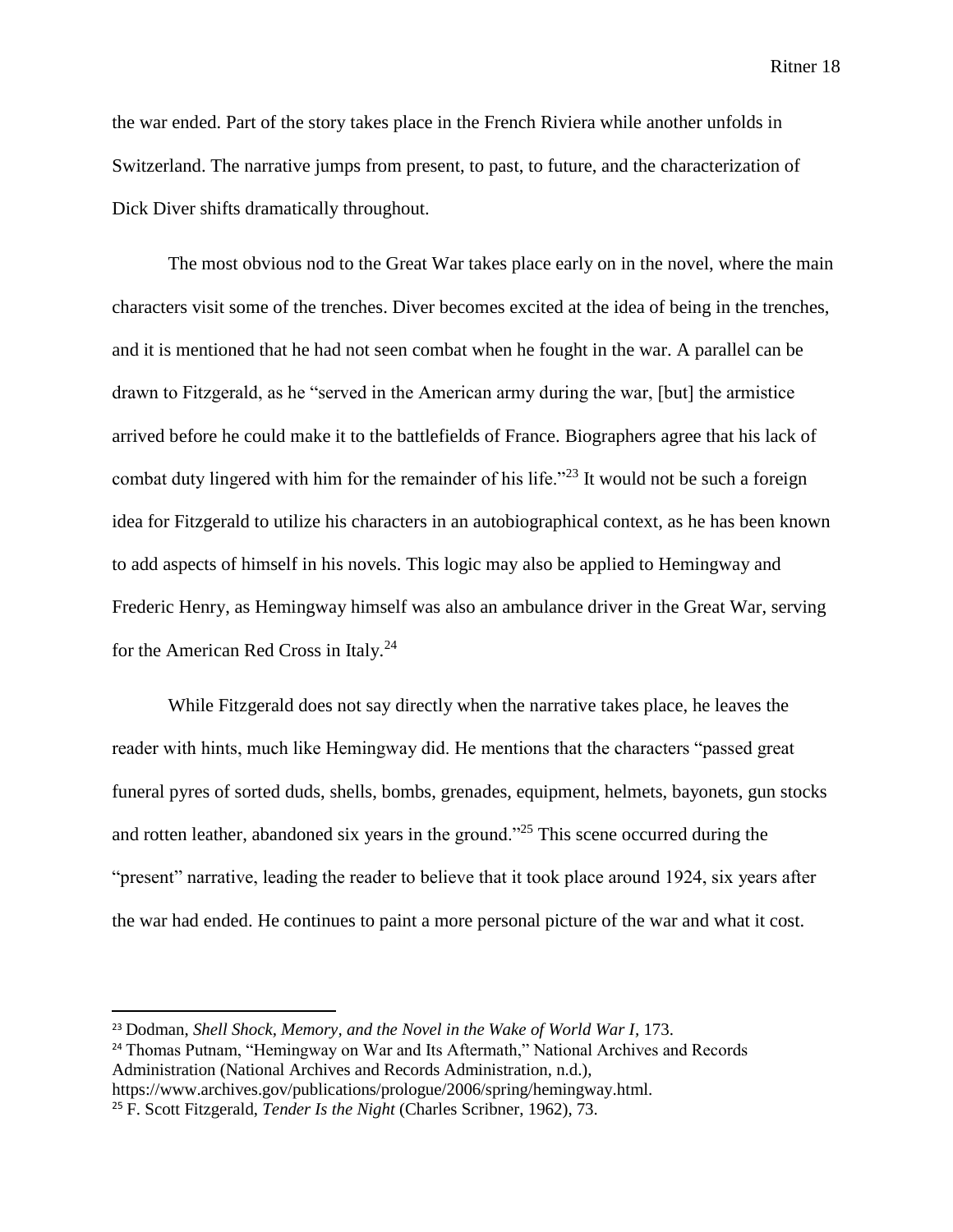the war ended. Part of the story takes place in the French Riviera while another unfolds in Switzerland. The narrative jumps from present, to past, to future, and the characterization of Dick Diver shifts dramatically throughout.

The most obvious nod to the Great War takes place early on in the novel, where the main characters visit some of the trenches. Diver becomes excited at the idea of being in the trenches, and it is mentioned that he had not seen combat when he fought in the war. A parallel can be drawn to Fitzgerald, as he "served in the American army during the war, [but] the armistice arrived before he could make it to the battlefields of France. Biographers agree that his lack of combat duty lingered with him for the remainder of his life."[23] It would not be such a foreign idea for Fitzgerald to utilize his characters in an autobiographical context, as he has been known to add aspects of himself in his novels. This logic may also be applied to Hemingway and Frederic Henry, as Hemingway himself was also an ambulance driver in the Great War, serving for the American Red Cross in Italy.[24]

While Fitzgerald does not say directly when the narrative takes place, he leaves the reader with hints, much like Hemingway did. He mentions that the characters "passed great funeral pyres of sorted duds, shells, bombs, grenades, equipment, helmets, bayonets, gun stocks and rotten leather, abandoned six years in the ground."[25] This scene occurred during the "present" narrative, leading the reader to believe that it took place around 1924, six years after the war had ended. He continues to paint a more personal picture of the war and what it cost.

---

[23] Dodman, *Shell Shock, Memory, and the Novel in the Wake of World War I*, 173.

[24] Thomas Putnam, "Hemingway on War and Its Aftermath," National Archives and Records Administration (National Archives and Records Administration, n.d.), https://www.archives.gov/publications/prologue/2006/spring/hemingway.html.

[25] F. Scott Fitzgerald, *Tender Is the Night* (Charles Scribner, 1962), 73.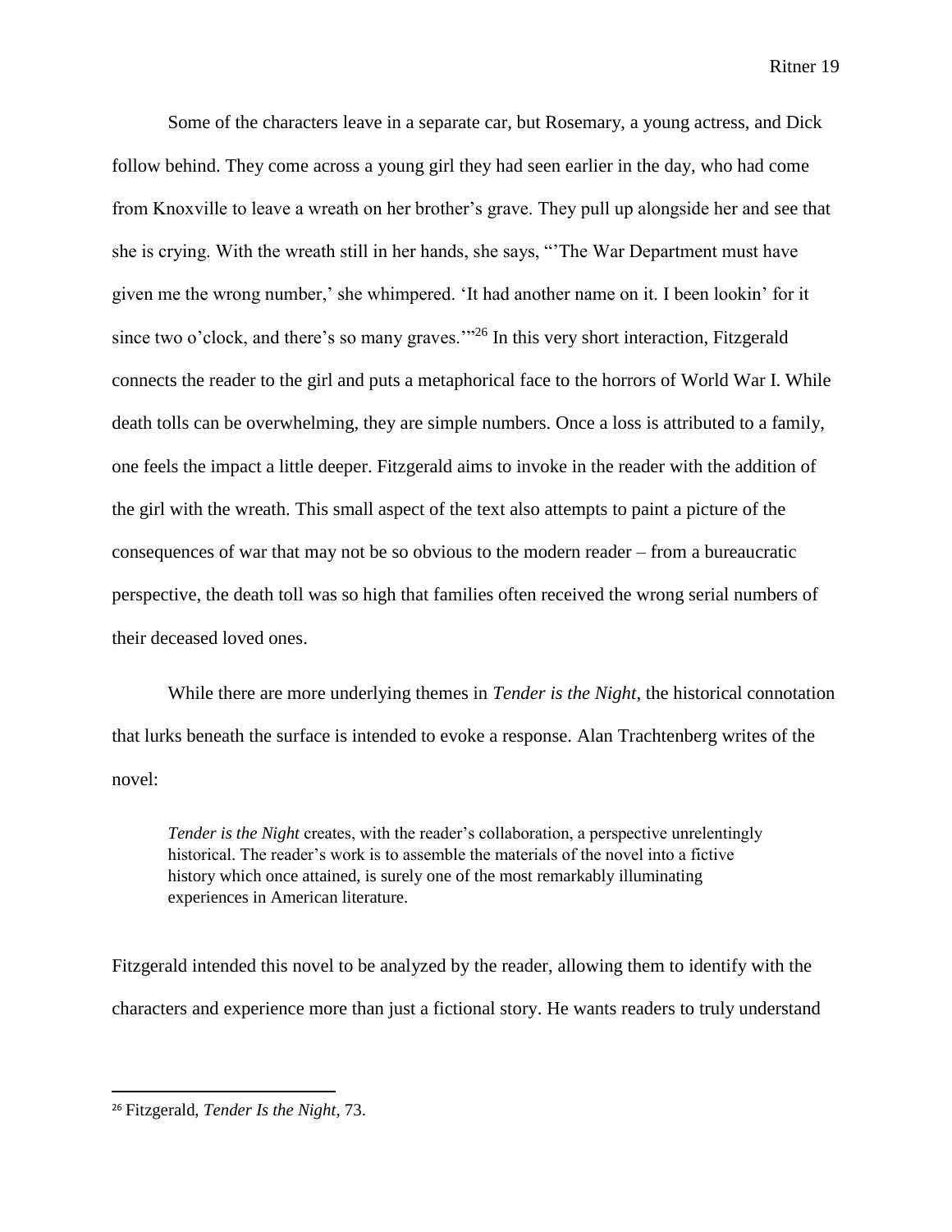Some of the characters leave in a separate car, but Rosemary, a young actress, and Dick follow behind. They come across a young girl they had seen earlier in the day, who had come from Knoxville to leave a wreath on her brother's grave. They pull up alongside her and see that she is crying. With the wreath still in her hands, she says, "'The War Department must have given me the wrong number,' she whimpered. 'It had another name on it. I been lookin' for it since two o'clock, and there's so many graves.'"[26] In this very short interaction, Fitzgerald connects the reader to the girl and puts a metaphorical face to the horrors of World War I. While death tolls can be overwhelming, they are simple numbers. Once a loss is attributed to a family, one feels the impact a little deeper. Fitzgerald aims to invoke in the reader with the addition of the girl with the wreath. This small aspect of the text also attempts to paint a picture of the consequences of war that may not be so obvious to the modern reader – from a bureaucratic perspective, the death toll was so high that families often received the wrong serial numbers of their deceased loved ones.

While there are more underlying themes in *Tender is the Night*, the historical connotation that lurks beneath the surface is intended to evoke a response. Alan Trachtenberg writes of the novel:

> *Tender is the Night* creates, with the reader's collaboration, a perspective unrelentingly historical. The reader's work is to assemble the materials of the novel into a fictive history which once attained, is surely one of the most remarkably illuminating experiences in American literature.

Fitzgerald intended this novel to be analyzed by the reader, allowing them to identify with the characters and experience more than just a fictional story. He wants readers to truly understand

[26] Fitzgerald, *Tender Is the Night*, 73.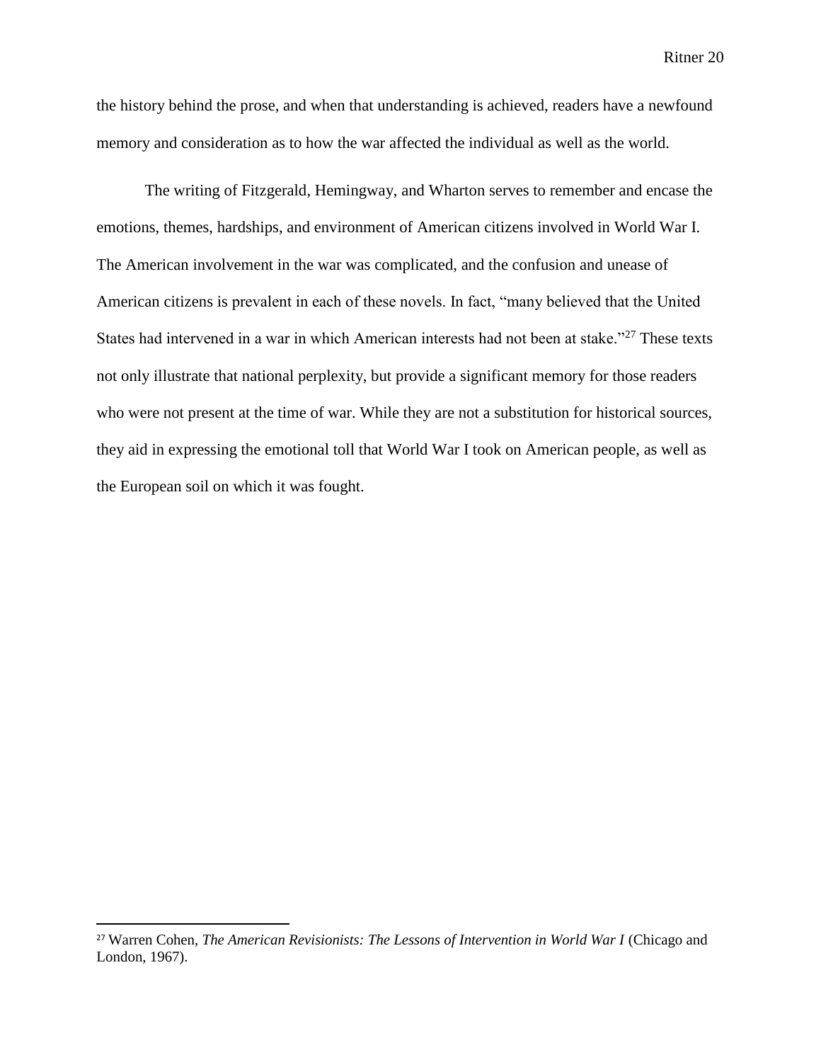the history behind the prose, and when that understanding is achieved, readers have a newfound memory and consideration as to how the war affected the individual as well as the world.

The writing of Fitzgerald, Hemingway, and Wharton serves to remember and encase the emotions, themes, hardships, and environment of American citizens involved in World War I. The American involvement in the war was complicated, and the confusion and unease of American citizens is prevalent in each of these novels. In fact, "many believed that the United States had intervened in a war in which American interests had not been at stake."[27] These texts not only illustrate that national perplexity, but provide a significant memory for those readers who were not present at the time of war. While they are not a substitution for historical sources, they aid in expressing the emotional toll that World War I took on American people, as well as the European soil on which it was fought.

---

[27] Warren Cohen, *The American Revisionists: The Lessons of Intervention in World War I* (Chicago and London, 1967).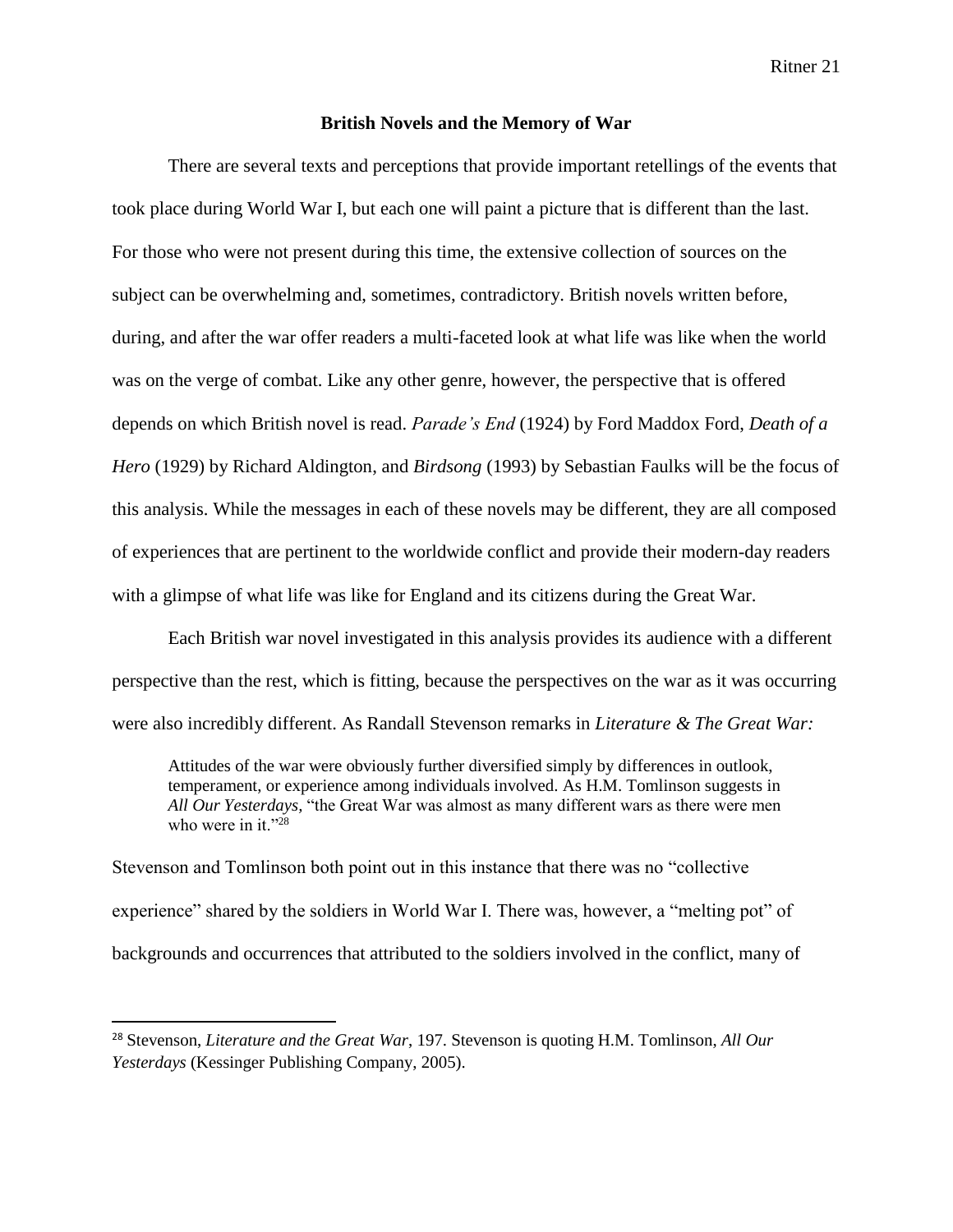## British Novels and the Memory of War

There are several texts and perceptions that provide important retellings of the events that took place during World War I, but each one will paint a picture that is different than the last. For those who were not present during this time, the extensive collection of sources on the subject can be overwhelming and, sometimes, contradictory. British novels written before, during, and after the war offer readers a multi-faceted look at what life was like when the world was on the verge of combat. Like any other genre, however, the perspective that is offered depends on which British novel is read. *Parade's End* (1924) by Ford Maddox Ford, *Death of a Hero* (1929) by Richard Aldington, and *Birdsong* (1993) by Sebastian Faulks will be the focus of this analysis. While the messages in each of these novels may be different, they are all composed of experiences that are pertinent to the worldwide conflict and provide their modern-day readers with a glimpse of what life was like for England and its citizens during the Great War.

Each British war novel investigated in this analysis provides its audience with a different perspective than the rest, which is fitting, because the perspectives on the war as it was occurring were also incredibly different. As Randall Stevenson remarks in *Literature & The Great War:*

> Attitudes of the war were obviously further diversified simply by differences in outlook, temperament, or experience among individuals involved. As H.M. Tomlinson suggests in *All Our Yesterdays*, "the Great War was almost as many different wars as there were men who were in it."[28]

Stevenson and Tomlinson both point out in this instance that there was no "collective experience" shared by the soldiers in World War I. There was, however, a "melting pot" of backgrounds and occurrences that attributed to the soldiers involved in the conflict, many of

---

[28] Stevenson, *Literature and the Great War*, 197. Stevenson is quoting H.M. Tomlinson, *All Our Yesterdays* (Kessinger Publishing Company, 2005).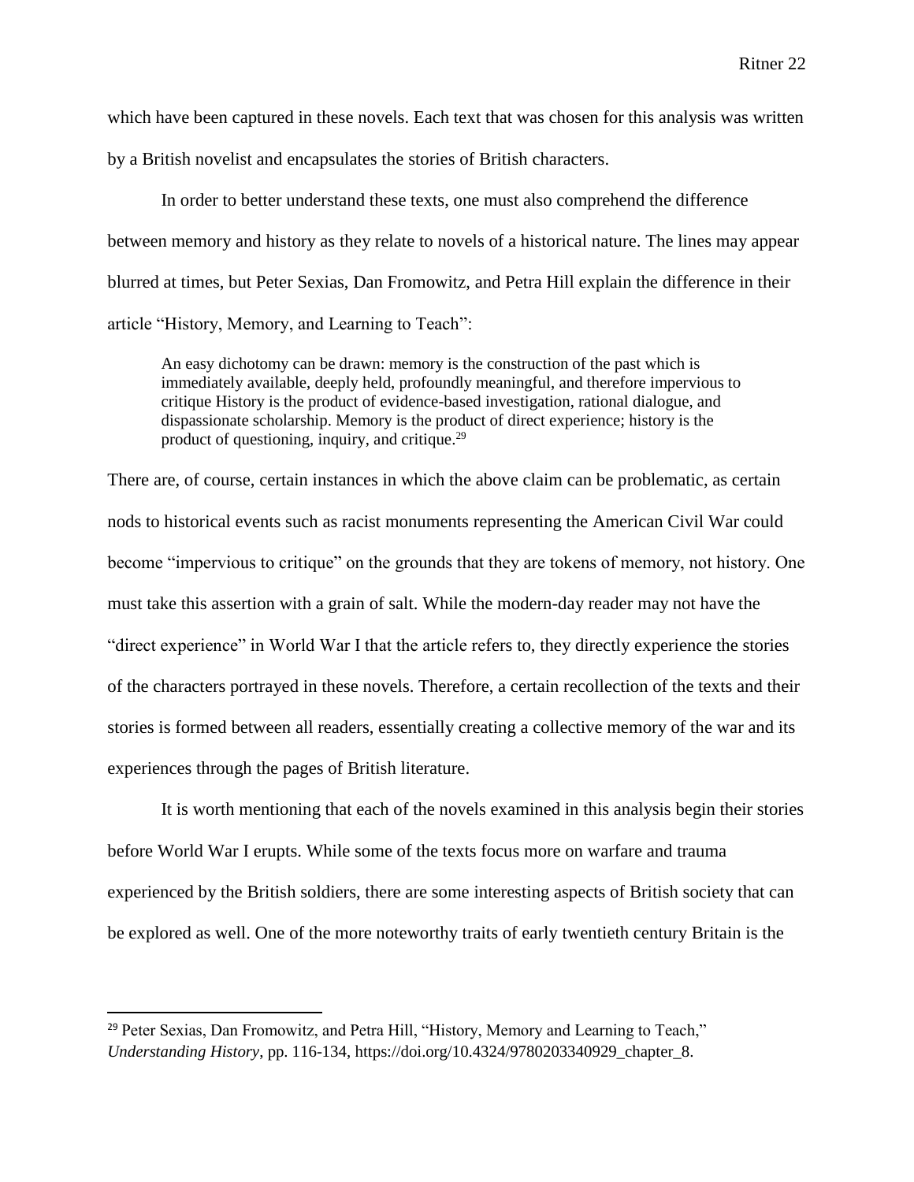which have been captured in these novels. Each text that was chosen for this analysis was written by a British novelist and encapsulates the stories of British characters.

In order to better understand these texts, one must also comprehend the difference between memory and history as they relate to novels of a historical nature. The lines may appear blurred at times, but Peter Sexias, Dan Fromowitz, and Petra Hill explain the difference in their article "History, Memory, and Learning to Teach":

> An easy dichotomy can be drawn: memory is the construction of the past which is immediately available, deeply held, profoundly meaningful, and therefore impervious to critique History is the product of evidence-based investigation, rational dialogue, and dispassionate scholarship. Memory is the product of direct experience; history is the product of questioning, inquiry, and critique.[29]

There are, of course, certain instances in which the above claim can be problematic, as certain nods to historical events such as racist monuments representing the American Civil War could become "impervious to critique" on the grounds that they are tokens of memory, not history. One must take this assertion with a grain of salt. While the modern-day reader may not have the "direct experience" in World War I that the article refers to, they directly experience the stories of the characters portrayed in these novels. Therefore, a certain recollection of the texts and their stories is formed between all readers, essentially creating a collective memory of the war and its experiences through the pages of British literature.

It is worth mentioning that each of the novels examined in this analysis begin their stories before World War I erupts. While some of the texts focus more on warfare and trauma experienced by the British soldiers, there are some interesting aspects of British society that can be explored as well. One of the more noteworthy traits of early twentieth century Britain is the

---

[29] Peter Sexias, Dan Fromowitz, and Petra Hill, "History, Memory and Learning to Teach," *Understanding History*, pp. 116-134, https://doi.org/10.4324/9780203340929_chapter_8.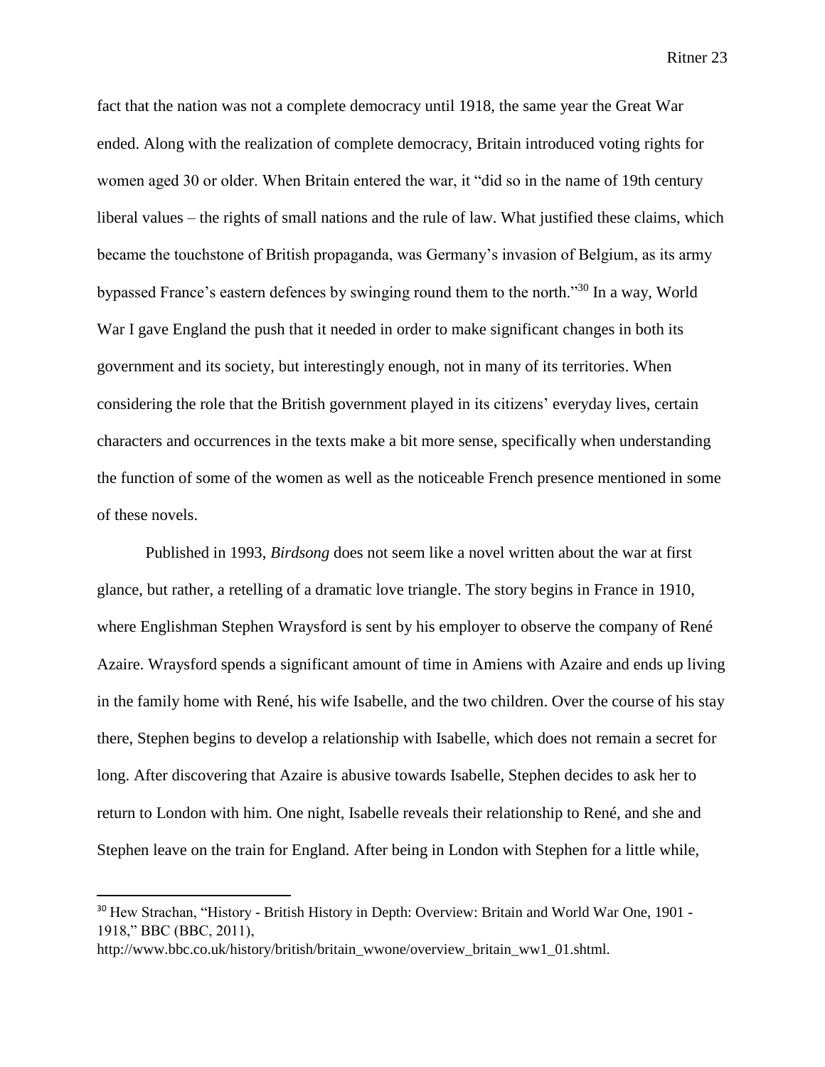fact that the nation was not a complete democracy until 1918, the same year the Great War ended. Along with the realization of complete democracy, Britain introduced voting rights for women aged 30 or older. When Britain entered the war, it "did so in the name of 19th century liberal values – the rights of small nations and the rule of law. What justified these claims, which became the touchstone of British propaganda, was Germany's invasion of Belgium, as its army bypassed France's eastern defences by swinging round them to the north."[30] In a way, World War I gave England the push that it needed in order to make significant changes in both its government and its society, but interestingly enough, not in many of its territories. When considering the role that the British government played in its citizens' everyday lives, certain characters and occurrences in the texts make a bit more sense, specifically when understanding the function of some of the women as well as the noticeable French presence mentioned in some of these novels.

Published in 1993, *Birdsong* does not seem like a novel written about the war at first glance, but rather, a retelling of a dramatic love triangle. The story begins in France in 1910, where Englishman Stephen Wraysford is sent by his employer to observe the company of René Azaire. Wraysford spends a significant amount of time in Amiens with Azaire and ends up living in the family home with René, his wife Isabelle, and the two children. Over the course of his stay there, Stephen begins to develop a relationship with Isabelle, which does not remain a secret for long. After discovering that Azaire is abusive towards Isabelle, Stephen decides to ask her to return to London with him. One night, Isabelle reveals their relationship to René, and she and Stephen leave on the train for England. After being in London with Stephen for a little while,

---

[30] Hew Strachan, "History - British History in Depth: Overview: Britain and World War One, 1901 - 1918," BBC (BBC, 2011), http://www.bbc.co.uk/history/british/britain_wwone/overview_britain_ww1_01.shtml.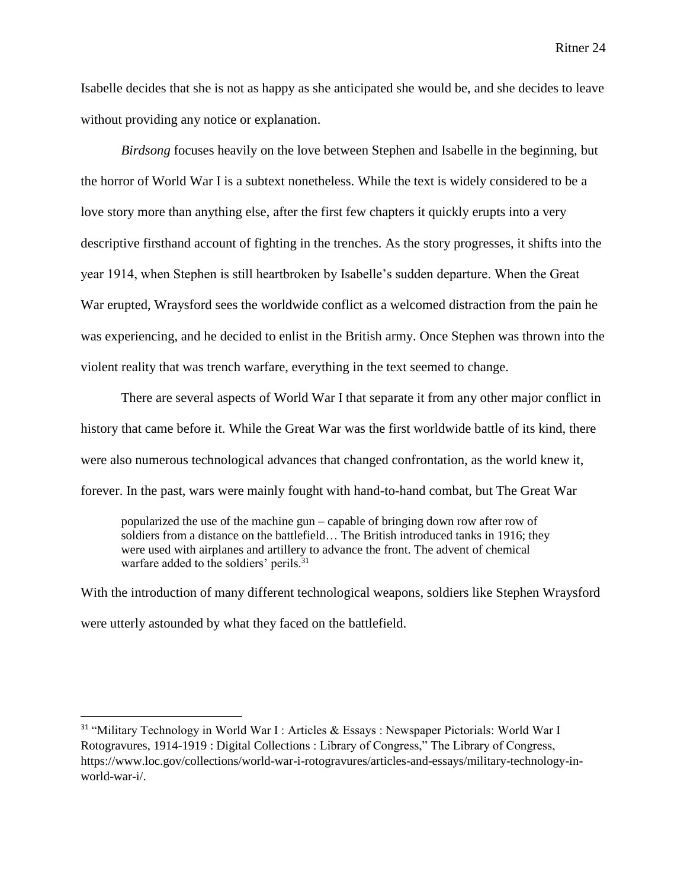Isabelle decides that she is not as happy as she anticipated she would be, and she decides to leave without providing any notice or explanation.

*Birdsong* focuses heavily on the love between Stephen and Isabelle in the beginning, but the horror of World War I is a subtext nonetheless. While the text is widely considered to be a love story more than anything else, after the first few chapters it quickly erupts into a very descriptive firsthand account of fighting in the trenches. As the story progresses, it shifts into the year 1914, when Stephen is still heartbroken by Isabelle's sudden departure. When the Great War erupted, Wraysford sees the worldwide conflict as a welcomed distraction from the pain he was experiencing, and he decided to enlist in the British army. Once Stephen was thrown into the violent reality that was trench warfare, everything in the text seemed to change.

There are several aspects of World War I that separate it from any other major conflict in history that came before it. While the Great War was the first worldwide battle of its kind, there were also numerous technological advances that changed confrontation, as the world knew it, forever. In the past, wars were mainly fought with hand-to-hand combat, but The Great War

> popularized the use of the machine gun – capable of bringing down row after row of soldiers from a distance on the battlefield… The British introduced tanks in 1916; they were used with airplanes and artillery to advance the front. The advent of chemical warfare added to the soldiers' perils.[31]

With the introduction of many different technological weapons, soldiers like Stephen Wraysford were utterly astounded by what they faced on the battlefield.

---

[31] "Military Technology in World War I : Articles & Essays : Newspaper Pictorials: World War I Rotogravures, 1914-1919 : Digital Collections : Library of Congress," The Library of Congress, https://www.loc.gov/collections/world-war-i-rotogravures/articles-and-essays/military-technology-in-world-war-i/.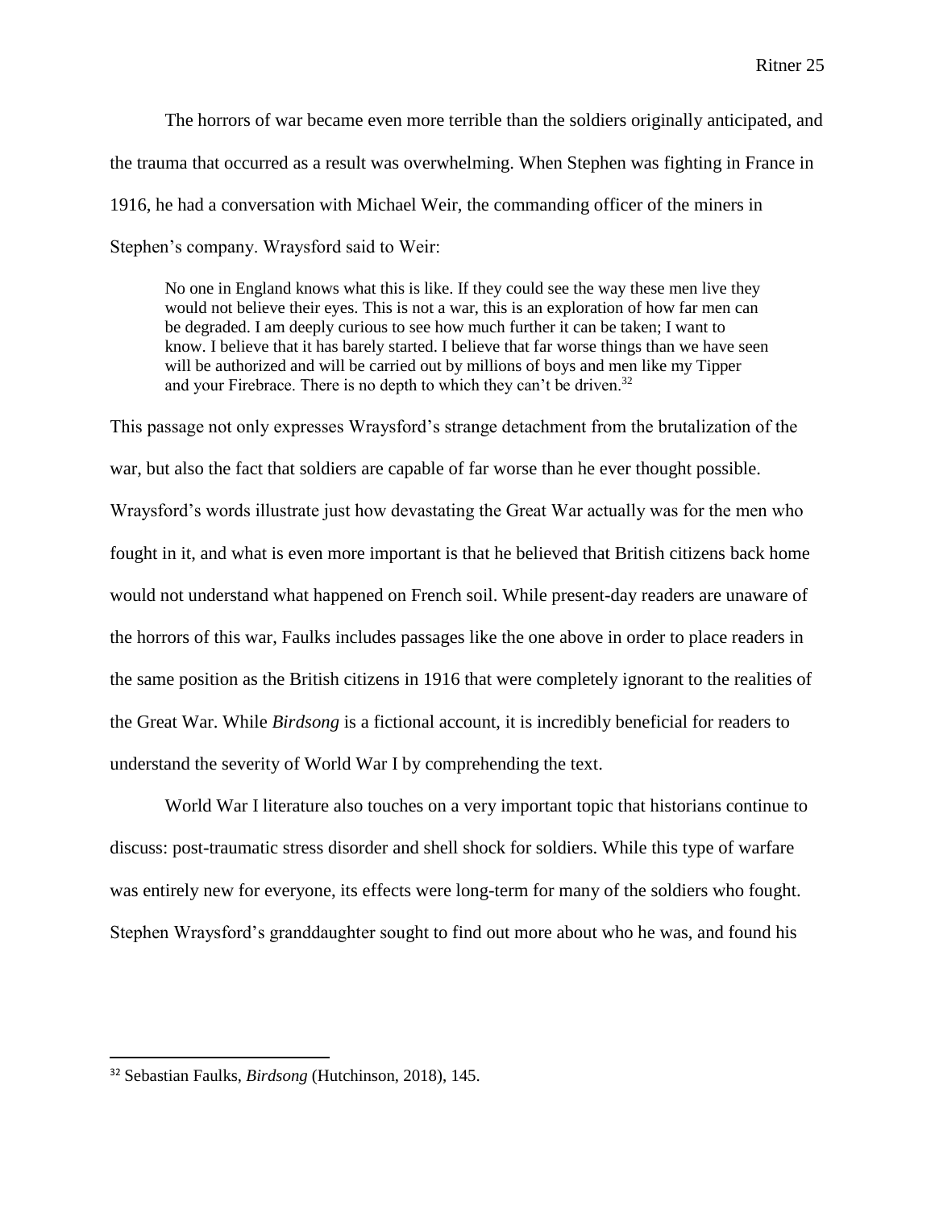The horrors of war became even more terrible than the soldiers originally anticipated, and the trauma that occurred as a result was overwhelming. When Stephen was fighting in France in 1916, he had a conversation with Michael Weir, the commanding officer of the miners in Stephen's company. Wraysford said to Weir:

> No one in England knows what this is like. If they could see the way these men live they would not believe their eyes. This is not a war, this is an exploration of how far men can be degraded. I am deeply curious to see how much further it can be taken; I want to know. I believe that it has barely started. I believe that far worse things than we have seen will be authorized and will be carried out by millions of boys and men like my Tipper and your Firebrace. There is no depth to which they can't be driven.[32]

This passage not only expresses Wraysford's strange detachment from the brutalization of the war, but also the fact that soldiers are capable of far worse than he ever thought possible. Wraysford's words illustrate just how devastating the Great War actually was for the men who fought in it, and what is even more important is that he believed that British citizens back home would not understand what happened on French soil. While present-day readers are unaware of the horrors of this war, Faulks includes passages like the one above in order to place readers in the same position as the British citizens in 1916 that were completely ignorant to the realities of the Great War. While *Birdsong* is a fictional account, it is incredibly beneficial for readers to understand the severity of World War I by comprehending the text.

World War I literature also touches on a very important topic that historians continue to discuss: post-traumatic stress disorder and shell shock for soldiers. While this type of warfare was entirely new for everyone, its effects were long-term for many of the soldiers who fought. Stephen Wraysford's granddaughter sought to find out more about who he was, and found his

---

[32] Sebastian Faulks, *Birdsong* (Hutchinson, 2018), 145.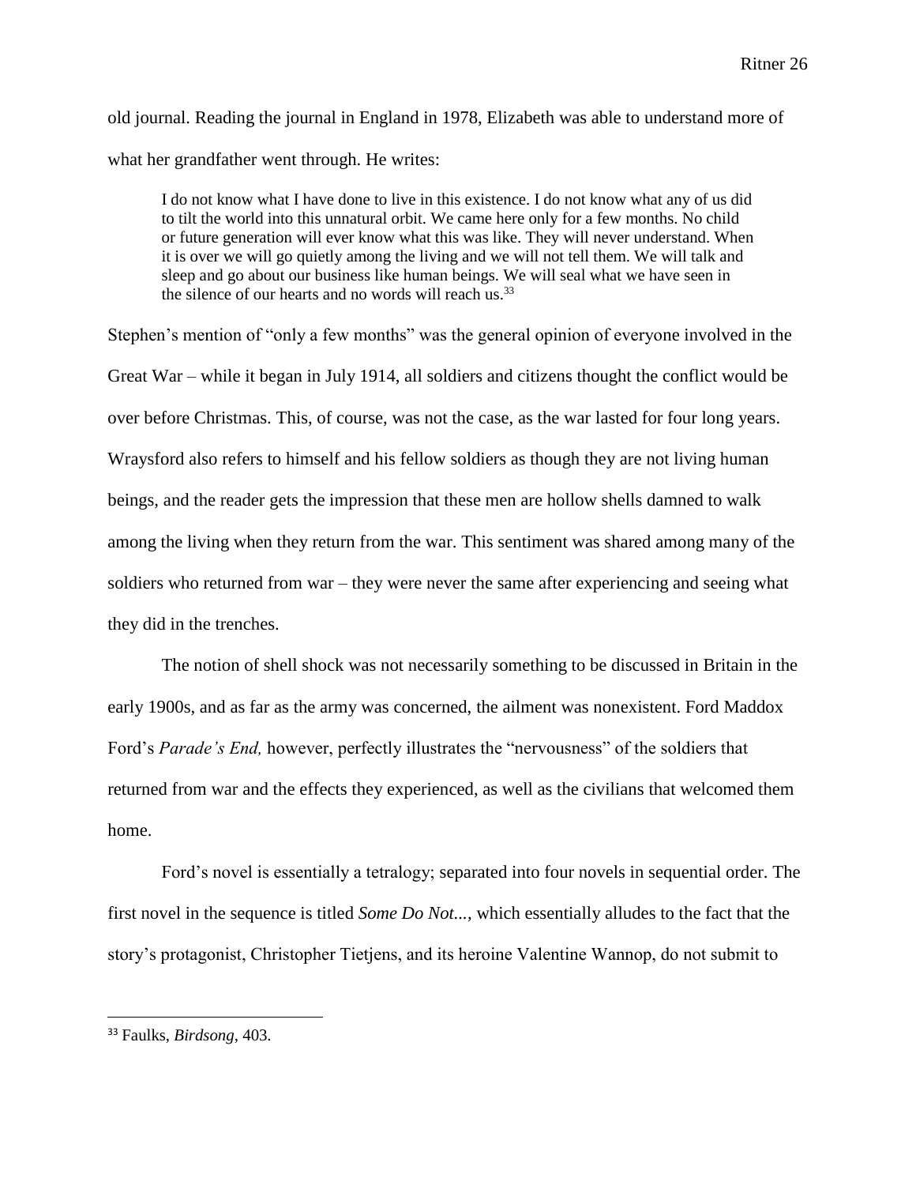old journal. Reading the journal in England in 1978, Elizabeth was able to understand more of what her grandfather went through. He writes:

> I do not know what I have done to live in this existence. I do not know what any of us did to tilt the world into this unnatural orbit. We came here only for a few months. No child or future generation will ever know what this was like. They will never understand. When it is over we will go quietly among the living and we will not tell them. We will talk and sleep and go about our business like human beings. We will seal what we have seen in the silence of our hearts and no words will reach us.[33]

Stephen's mention of "only a few months" was the general opinion of everyone involved in the Great War – while it began in July 1914, all soldiers and citizens thought the conflict would be over before Christmas. This, of course, was not the case, as the war lasted for four long years. Wraysford also refers to himself and his fellow soldiers as though they are not living human beings, and the reader gets the impression that these men are hollow shells damned to walk among the living when they return from the war. This sentiment was shared among many of the soldiers who returned from war – they were never the same after experiencing and seeing what they did in the trenches.

The notion of shell shock was not necessarily something to be discussed in Britain in the early 1900s, and as far as the army was concerned, the ailment was nonexistent. Ford Maddox Ford's *Parade's End,* however, perfectly illustrates the "nervousness" of the soldiers that returned from war and the effects they experienced, as well as the civilians that welcomed them home.

Ford's novel is essentially a tetralogy; separated into four novels in sequential order. The first novel in the sequence is titled *Some Do Not...,* which essentially alludes to the fact that the story's protagonist, Christopher Tietjens, and its heroine Valentine Wannop, do not submit to

---

[33] Faulks, *Birdsong*, 403.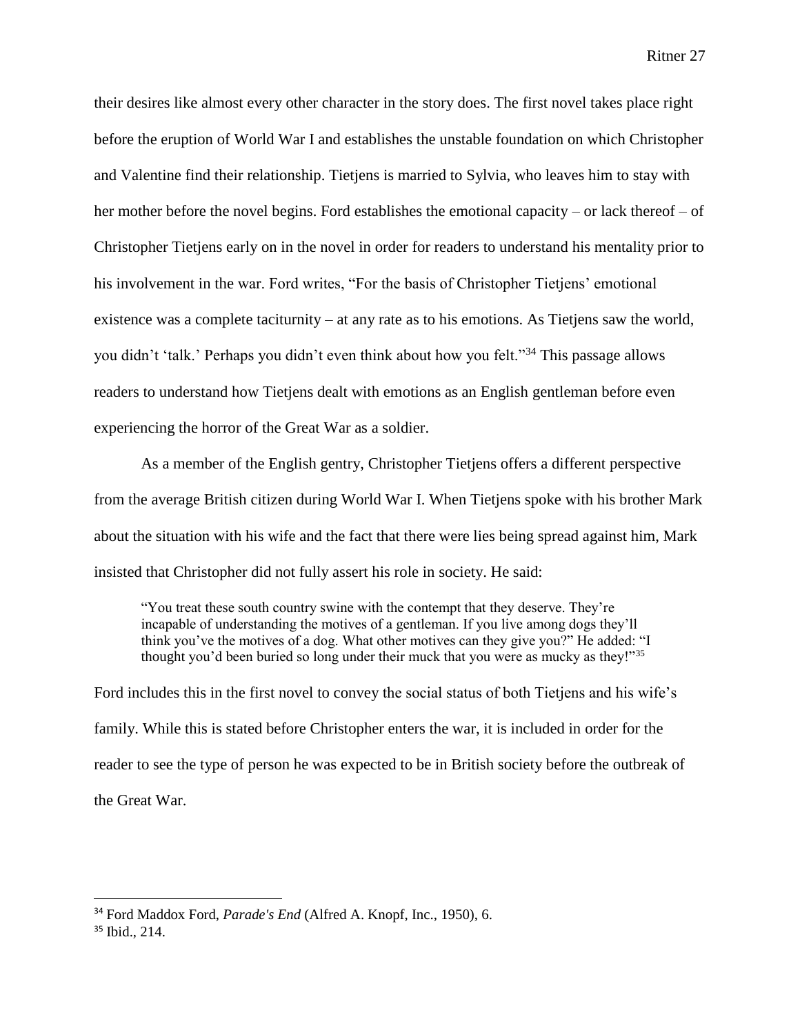their desires like almost every other character in the story does. The first novel takes place right before the eruption of World War I and establishes the unstable foundation on which Christopher and Valentine find their relationship. Tietjens is married to Sylvia, who leaves him to stay with her mother before the novel begins. Ford establishes the emotional capacity – or lack thereof – of Christopher Tietjens early on in the novel in order for readers to understand his mentality prior to his involvement in the war. Ford writes, "For the basis of Christopher Tietjens' emotional existence was a complete taciturnity – at any rate as to his emotions. As Tietjens saw the world, you didn't 'talk.' Perhaps you didn't even think about how you felt."[34] This passage allows readers to understand how Tietjens dealt with emotions as an English gentleman before even experiencing the horror of the Great War as a soldier.

As a member of the English gentry, Christopher Tietjens offers a different perspective from the average British citizen during World War I. When Tietjens spoke with his brother Mark about the situation with his wife and the fact that there were lies being spread against him, Mark insisted that Christopher did not fully assert his role in society. He said:

> "You treat these south country swine with the contempt that they deserve. They're incapable of understanding the motives of a gentleman. If you live among dogs they'll think you've the motives of a dog. What other motives can they give you?" He added: "I thought you'd been buried so long under their muck that you were as mucky as they!"[35]

Ford includes this in the first novel to convey the social status of both Tietjens and his wife's family. While this is stated before Christopher enters the war, it is included in order for the reader to see the type of person he was expected to be in British society before the outbreak of the Great War.

---

[34] Ford Maddox Ford, *Parade's End* (Alfred A. Knopf, Inc., 1950), 6.

[35] Ibid., 214.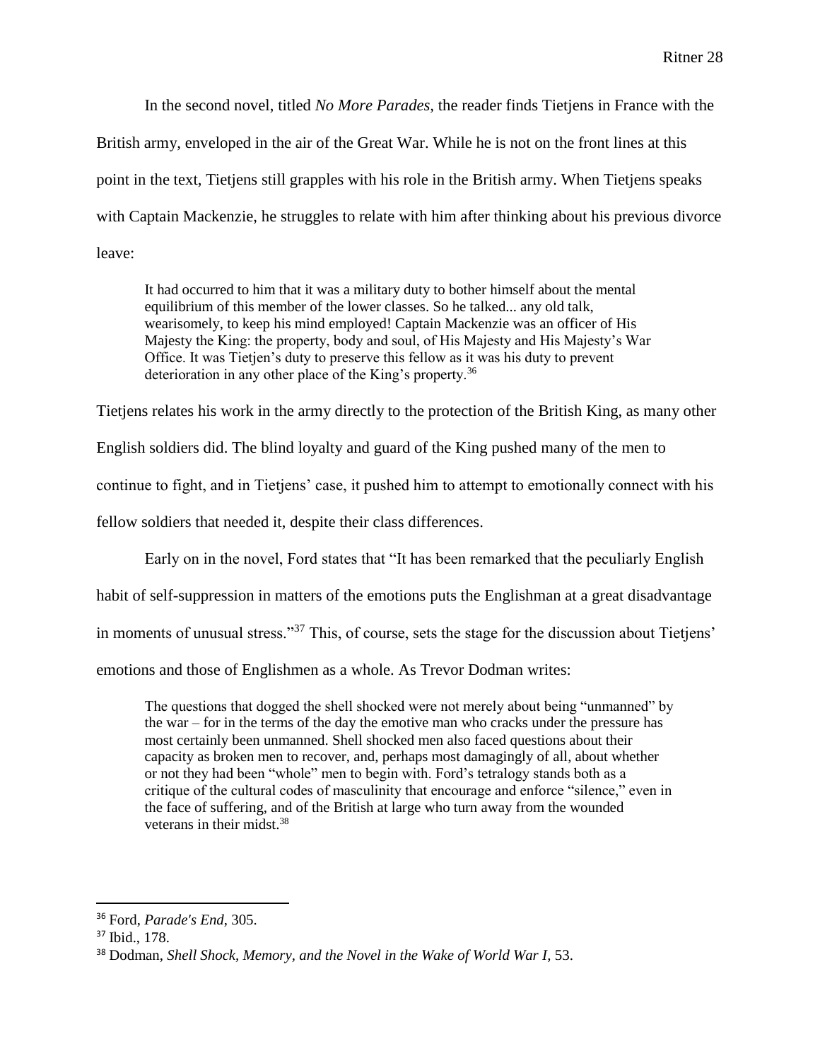In the second novel, titled *No More Parades*, the reader finds Tietjens in France with the British army, enveloped in the air of the Great War. While he is not on the front lines at this point in the text, Tietjens still grapples with his role in the British army. When Tietjens speaks with Captain Mackenzie, he struggles to relate with him after thinking about his previous divorce leave:

> It had occurred to him that it was a military duty to bother himself about the mental equilibrium of this member of the lower classes. So he talked... any old talk, wearisomely, to keep his mind employed! Captain Mackenzie was an officer of His Majesty the King: the property, body and soul, of His Majesty and His Majesty's War Office. It was Tietjen's duty to preserve this fellow as it was his duty to prevent deterioration in any other place of the King's property.[36]

Tietjens relates his work in the army directly to the protection of the British King, as many other English soldiers did. The blind loyalty and guard of the King pushed many of the men to continue to fight, and in Tietjens' case, it pushed him to attempt to emotionally connect with his fellow soldiers that needed it, despite their class differences.

Early on in the novel, Ford states that "It has been remarked that the peculiarly English habit of self-suppression in matters of the emotions puts the Englishman at a great disadvantage in moments of unusual stress."[37] This, of course, sets the stage for the discussion about Tietjens' emotions and those of Englishmen as a whole. As Trevor Dodman writes:

> The questions that dogged the shell shocked were not merely about being "unmanned" by the war – for in the terms of the day the emotive man who cracks under the pressure has most certainly been unmanned. Shell shocked men also faced questions about their capacity as broken men to recover, and, perhaps most damagingly of all, about whether or not they had been "whole" men to begin with. Ford's tetralogy stands both as a critique of the cultural codes of masculinity that encourage and enforce "silence," even in the face of suffering, and of the British at large who turn away from the wounded veterans in their midst.[38]

---

[36] Ford, *Parade's End*, 305.

[37] Ibid., 178.

[38] Dodman, *Shell Shock, Memory, and the Novel in the Wake of World War I*, 53.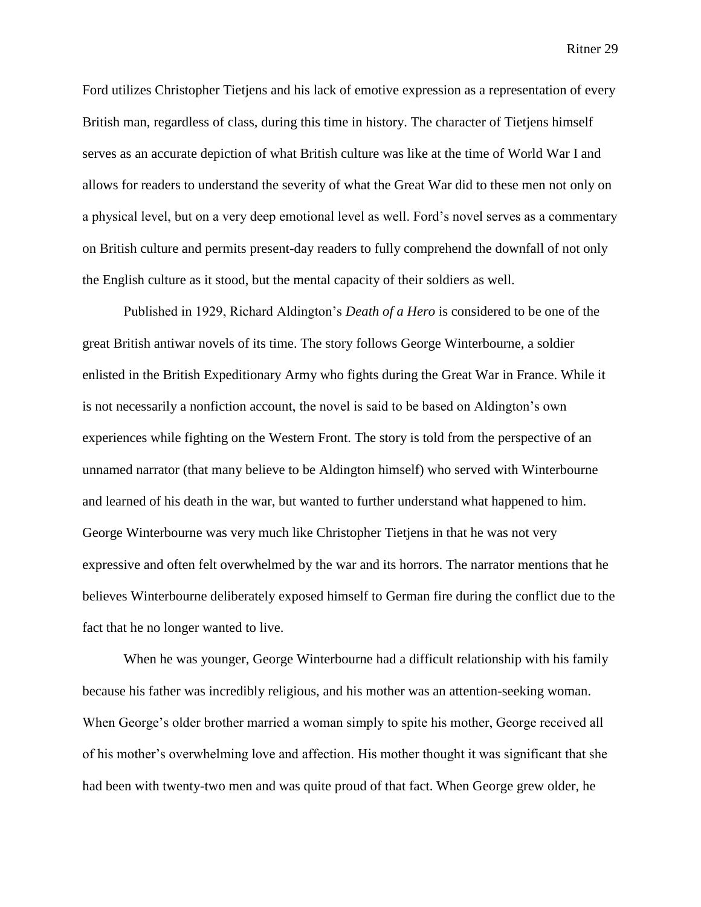Ford utilizes Christopher Tietjens and his lack of emotive expression as a representation of every British man, regardless of class, during this time in history. The character of Tietjens himself serves as an accurate depiction of what British culture was like at the time of World War I and allows for readers to understand the severity of what the Great War did to these men not only on a physical level, but on a very deep emotional level as well. Ford's novel serves as a commentary on British culture and permits present-day readers to fully comprehend the downfall of not only the English culture as it stood, but the mental capacity of their soldiers as well.

Published in 1929, Richard Aldington's *Death of a Hero* is considered to be one of the great British antiwar novels of its time. The story follows George Winterbourne, a soldier enlisted in the British Expeditionary Army who fights during the Great War in France. While it is not necessarily a nonfiction account, the novel is said to be based on Aldington's own experiences while fighting on the Western Front. The story is told from the perspective of an unnamed narrator (that many believe to be Aldington himself) who served with Winterbourne and learned of his death in the war, but wanted to further understand what happened to him. George Winterbourne was very much like Christopher Tietjens in that he was not very expressive and often felt overwhelmed by the war and its horrors. The narrator mentions that he believes Winterbourne deliberately exposed himself to German fire during the conflict due to the fact that he no longer wanted to live.

When he was younger, George Winterbourne had a difficult relationship with his family because his father was incredibly religious, and his mother was an attention-seeking woman. When George's older brother married a woman simply to spite his mother, George received all of his mother's overwhelming love and affection. His mother thought it was significant that she had been with twenty-two men and was quite proud of that fact. When George grew older, he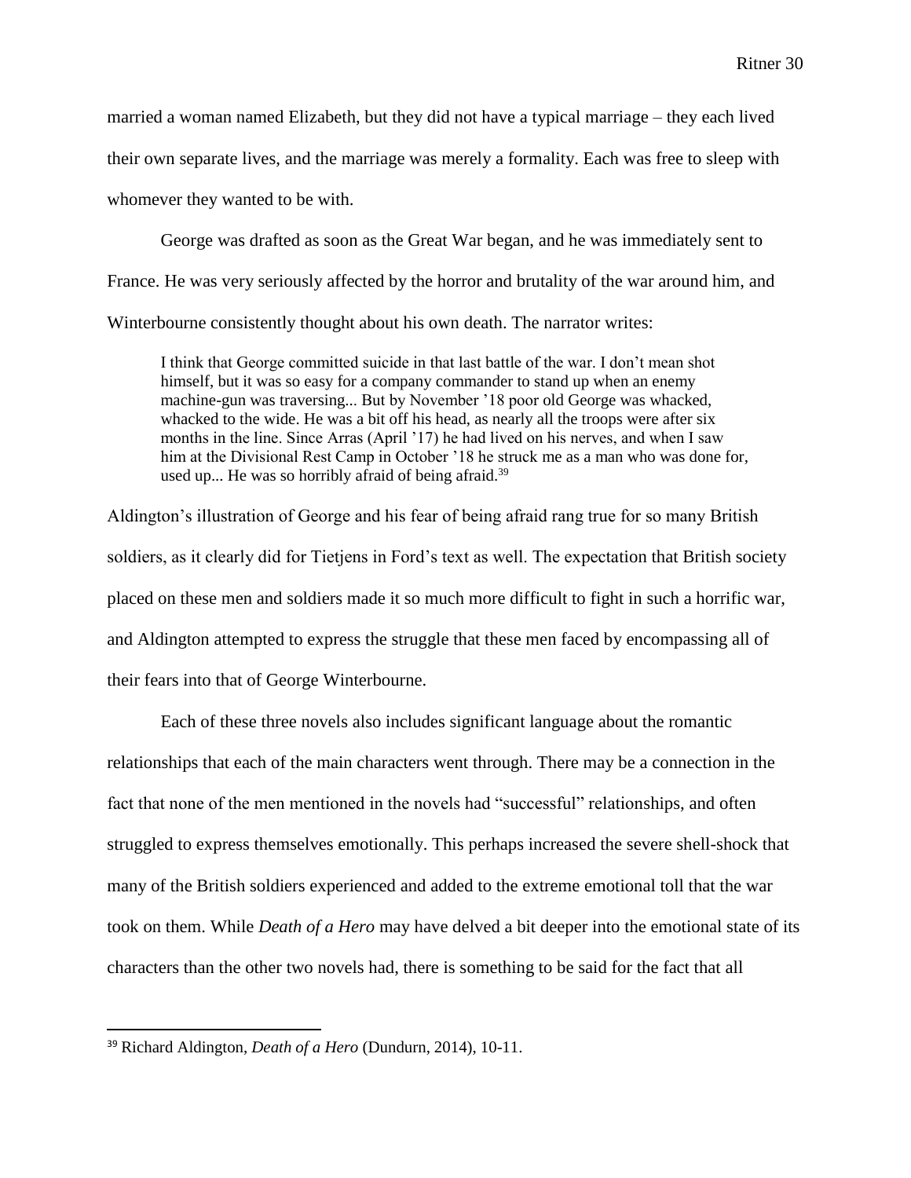married a woman named Elizabeth, but they did not have a typical marriage – they each lived their own separate lives, and the marriage was merely a formality. Each was free to sleep with whomever they wanted to be with.

George was drafted as soon as the Great War began, and he was immediately sent to France. He was very seriously affected by the horror and brutality of the war around him, and Winterbourne consistently thought about his own death. The narrator writes:

> I think that George committed suicide in that last battle of the war. I don't mean shot himself, but it was so easy for a company commander to stand up when an enemy machine-gun was traversing... But by November '18 poor old George was whacked, whacked to the wide. He was a bit off his head, as nearly all the troops were after six months in the line. Since Arras (April '17) he had lived on his nerves, and when I saw him at the Divisional Rest Camp in October '18 he struck me as a man who was done for, used up... He was so horribly afraid of being afraid.[39]

Aldington's illustration of George and his fear of being afraid rang true for so many British soldiers, as it clearly did for Tietjens in Ford's text as well. The expectation that British society placed on these men and soldiers made it so much more difficult to fight in such a horrific war, and Aldington attempted to express the struggle that these men faced by encompassing all of their fears into that of George Winterbourne.

Each of these three novels also includes significant language about the romantic relationships that each of the main characters went through. There may be a connection in the fact that none of the men mentioned in the novels had "successful" relationships, and often struggled to express themselves emotionally. This perhaps increased the severe shell-shock that many of the British soldiers experienced and added to the extreme emotional toll that the war took on them. While *Death of a Hero* may have delved a bit deeper into the emotional state of its characters than the other two novels had, there is something to be said for the fact that all

---

[39] Richard Aldington, *Death of a Hero* (Dundurn, 2014), 10-11.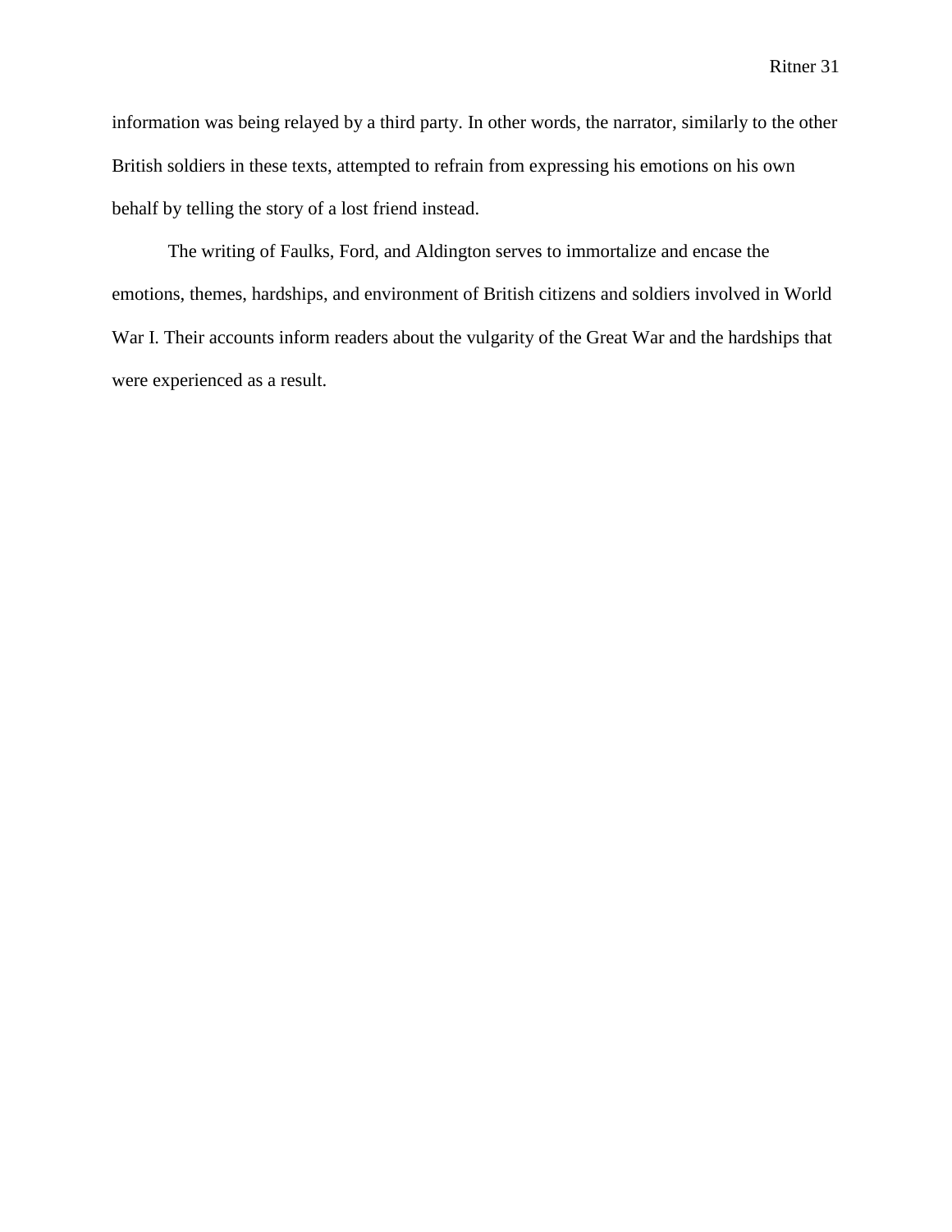information was being relayed by a third party. In other words, the narrator, similarly to the other British soldiers in these texts, attempted to refrain from expressing his emotions on his own behalf by telling the story of a lost friend instead.

The writing of Faulks, Ford, and Aldington serves to immortalize and encase the emotions, themes, hardships, and environment of British citizens and soldiers involved in World War I. Their accounts inform readers about the vulgarity of the Great War and the hardships that were experienced as a result.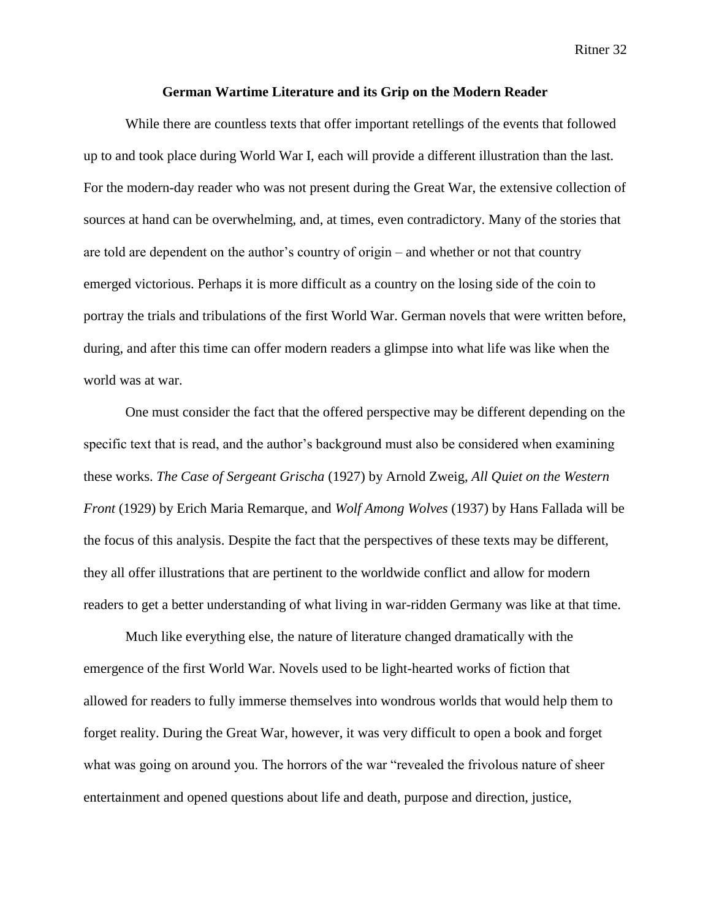## German Wartime Literature and its Grip on the Modern Reader

While there are countless texts that offer important retellings of the events that followed up to and took place during World War I, each will provide a different illustration than the last. For the modern-day reader who was not present during the Great War, the extensive collection of sources at hand can be overwhelming, and, at times, even contradictory. Many of the stories that are told are dependent on the author's country of origin – and whether or not that country emerged victorious. Perhaps it is more difficult as a country on the losing side of the coin to portray the trials and tribulations of the first World War. German novels that were written before, during, and after this time can offer modern readers a glimpse into what life was like when the world was at war.

One must consider the fact that the offered perspective may be different depending on the specific text that is read, and the author's background must also be considered when examining these works. *The Case of Sergeant Grischa* (1927) by Arnold Zweig, *All Quiet on the Western Front* (1929) by Erich Maria Remarque, and *Wolf Among Wolves* (1937) by Hans Fallada will be the focus of this analysis. Despite the fact that the perspectives of these texts may be different, they all offer illustrations that are pertinent to the worldwide conflict and allow for modern readers to get a better understanding of what living in war-ridden Germany was like at that time.

Much like everything else, the nature of literature changed dramatically with the emergence of the first World War. Novels used to be light-hearted works of fiction that allowed for readers to fully immerse themselves into wondrous worlds that would help them to forget reality. During the Great War, however, it was very difficult to open a book and forget what was going on around you. The horrors of the war "revealed the frivolous nature of sheer entertainment and opened questions about life and death, purpose and direction, justice,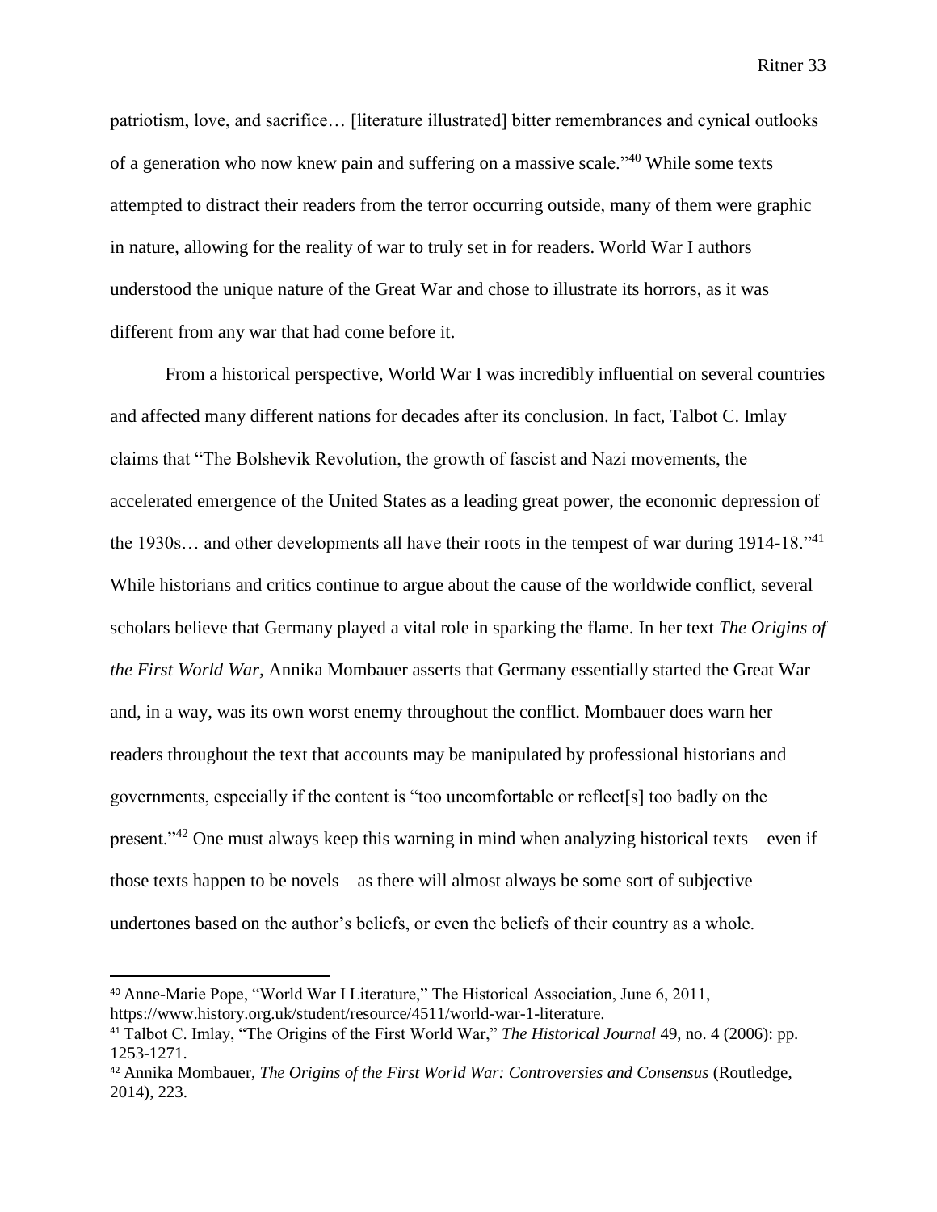patriotism, love, and sacrifice… [literature illustrated] bitter remembrances and cynical outlooks of a generation who now knew pain and suffering on a massive scale."[40] While some texts attempted to distract their readers from the terror occurring outside, many of them were graphic in nature, allowing for the reality of war to truly set in for readers. World War I authors understood the unique nature of the Great War and chose to illustrate its horrors, as it was different from any war that had come before it.

From a historical perspective, World War I was incredibly influential on several countries and affected many different nations for decades after its conclusion. In fact, Talbot C. Imlay claims that "The Bolshevik Revolution, the growth of fascist and Nazi movements, the accelerated emergence of the United States as a leading great power, the economic depression of the 1930s… and other developments all have their roots in the tempest of war during 1914-18."[41] While historians and critics continue to argue about the cause of the worldwide conflict, several scholars believe that Germany played a vital role in sparking the flame. In her text *The Origins of the First World War*, Annika Mombauer asserts that Germany essentially started the Great War and, in a way, was its own worst enemy throughout the conflict. Mombauer does warn her readers throughout the text that accounts may be manipulated by professional historians and governments, especially if the content is "too uncomfortable or reflect[s] too badly on the present."[42] One must always keep this warning in mind when analyzing historical texts – even if those texts happen to be novels – as there will almost always be some sort of subjective undertones based on the author's beliefs, or even the beliefs of their country as a whole.

---

[40] Anne-Marie Pope, "World War I Literature," The Historical Association, June 6, 2011, https://www.history.org.uk/student/resource/4511/world-war-1-literature.

[41] Talbot C. Imlay, "The Origins of the First World War," *The Historical Journal* 49, no. 4 (2006): pp. 1253-1271.

[42] Annika Mombauer, *The Origins of the First World War: Controversies and Consensus* (Routledge, 2014), 223.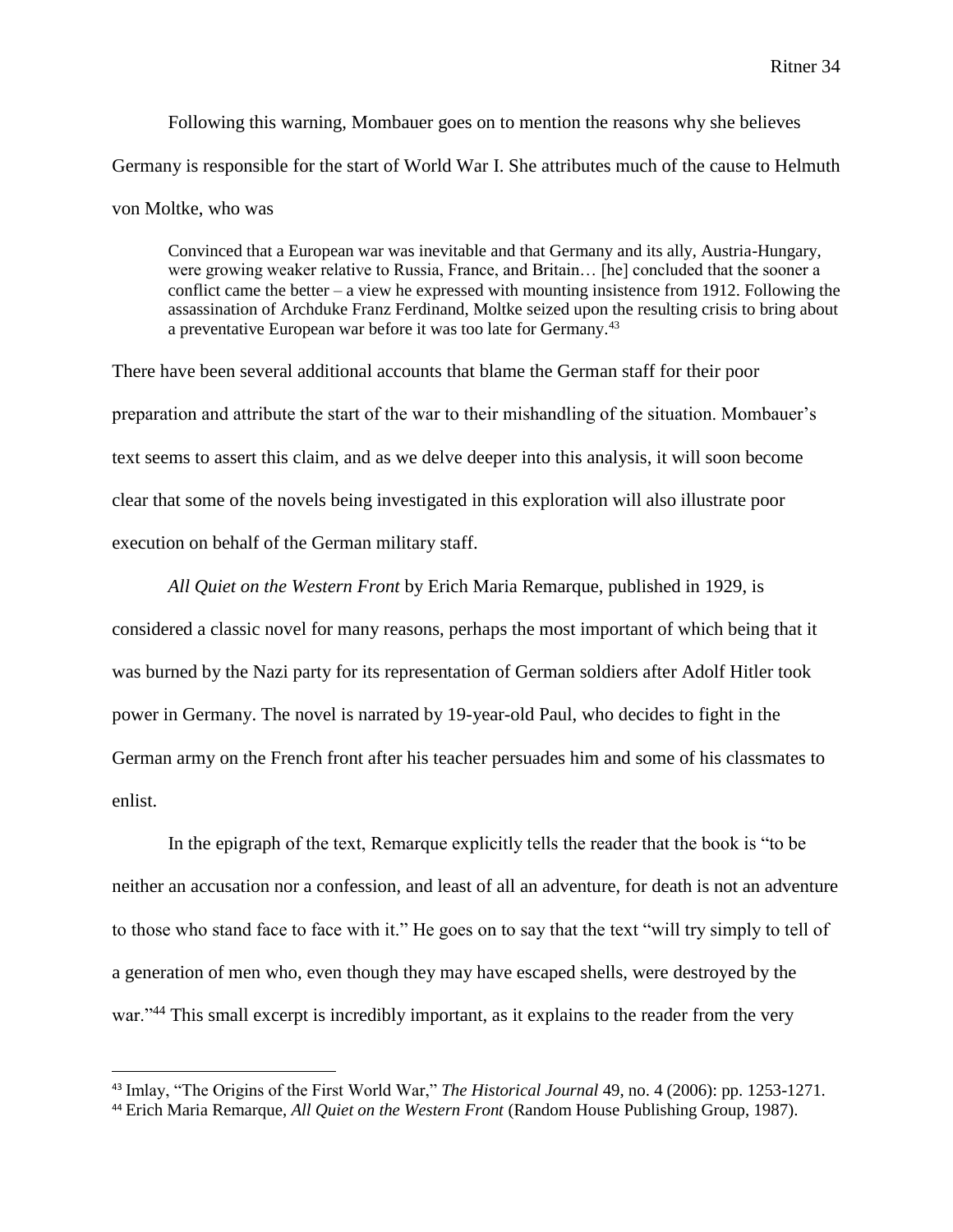Following this warning, Mombauer goes on to mention the reasons why she believes Germany is responsible for the start of World War I. She attributes much of the cause to Helmuth von Moltke, who was

> Convinced that a European war was inevitable and that Germany and its ally, Austria-Hungary, were growing weaker relative to Russia, France, and Britain… [he] concluded that the sooner a conflict came the better – a view he expressed with mounting insistence from 1912. Following the assassination of Archduke Franz Ferdinand, Moltke seized upon the resulting crisis to bring about a preventative European war before it was too late for Germany.[43]

There have been several additional accounts that blame the German staff for their poor preparation and attribute the start of the war to their mishandling of the situation. Mombauer's text seems to assert this claim, and as we delve deeper into this analysis, it will soon become clear that some of the novels being investigated in this exploration will also illustrate poor execution on behalf of the German military staff.

*All Quiet on the Western Front* by Erich Maria Remarque, published in 1929, is considered a classic novel for many reasons, perhaps the most important of which being that it was burned by the Nazi party for its representation of German soldiers after Adolf Hitler took power in Germany. The novel is narrated by 19-year-old Paul, who decides to fight in the German army on the French front after his teacher persuades him and some of his classmates to enlist.

In the epigraph of the text, Remarque explicitly tells the reader that the book is "to be neither an accusation nor a confession, and least of all an adventure, for death is not an adventure to those who stand face to face with it." He goes on to say that the text "will try simply to tell of a generation of men who, even though they may have escaped shells, were destroyed by the war."[44] This small excerpt is incredibly important, as it explains to the reader from the very

---

[43] Imlay, "The Origins of the First World War," *The Historical Journal* 49, no. 4 (2006): pp. 1253-1271.

[44] Erich Maria Remarque, *All Quiet on the Western Front* (Random House Publishing Group, 1987).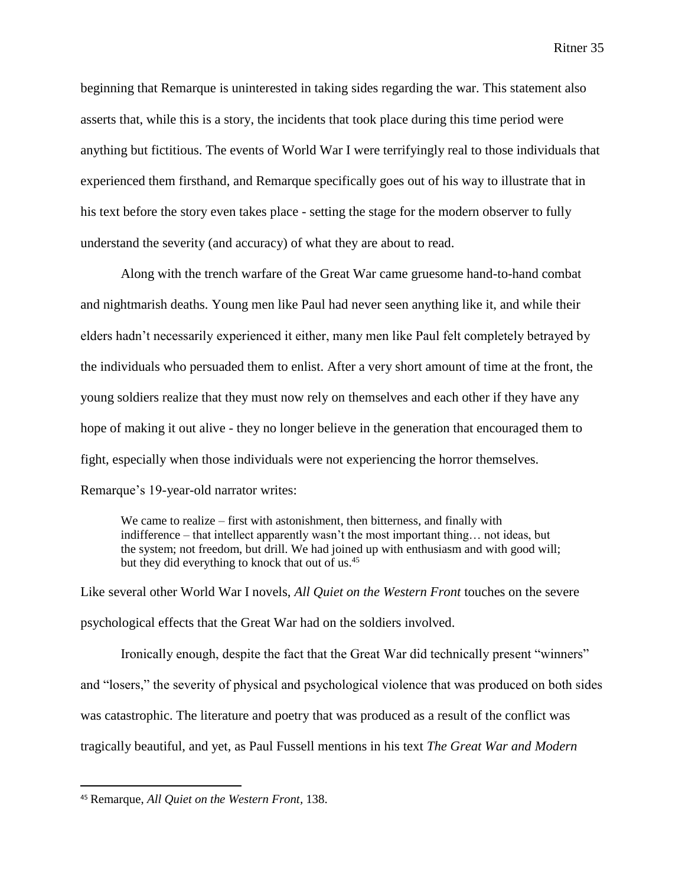beginning that Remarque is uninterested in taking sides regarding the war. This statement also asserts that, while this is a story, the incidents that took place during this time period were anything but fictitious. The events of World War I were terrifyingly real to those individuals that experienced them firsthand, and Remarque specifically goes out of his way to illustrate that in his text before the story even takes place - setting the stage for the modern observer to fully understand the severity (and accuracy) of what they are about to read.

Along with the trench warfare of the Great War came gruesome hand-to-hand combat and nightmarish deaths. Young men like Paul had never seen anything like it, and while their elders hadn't necessarily experienced it either, many men like Paul felt completely betrayed by the individuals who persuaded them to enlist. After a very short amount of time at the front, the young soldiers realize that they must now rely on themselves and each other if they have any hope of making it out alive - they no longer believe in the generation that encouraged them to fight, especially when those individuals were not experiencing the horror themselves. Remarque's 19-year-old narrator writes:

> We came to realize – first with astonishment, then bitterness, and finally with indifference – that intellect apparently wasn't the most important thing… not ideas, but the system; not freedom, but drill. We had joined up with enthusiasm and with good will; but they did everything to knock that out of us.[45]

Like several other World War I novels, *All Quiet on the Western Front* touches on the severe psychological effects that the Great War had on the soldiers involved.

Ironically enough, despite the fact that the Great War did technically present "winners" and "losers," the severity of physical and psychological violence that was produced on both sides was catastrophic. The literature and poetry that was produced as a result of the conflict was tragically beautiful, and yet, as Paul Fussell mentions in his text *The Great War and Modern*

---

[45] Remarque, *All Quiet on the Western Front*, 138.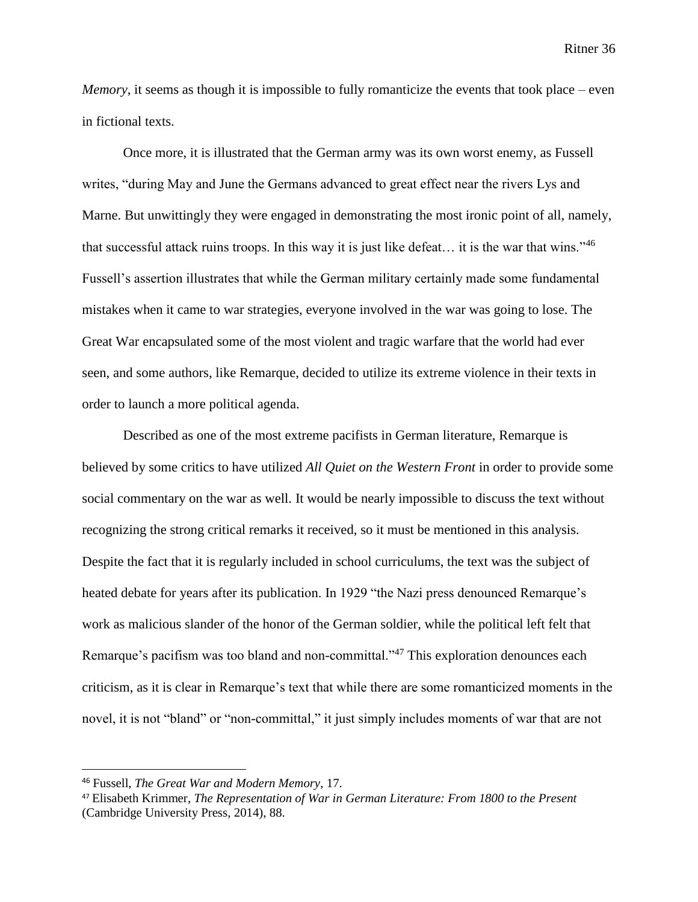*Memory*, it seems as though it is impossible to fully romanticize the events that took place – even in fictional texts.

Once more, it is illustrated that the German army was its own worst enemy, as Fussell writes, "during May and June the Germans advanced to great effect near the rivers Lys and Marne. But unwittingly they were engaged in demonstrating the most ironic point of all, namely, that successful attack ruins troops. In this way it is just like defeat… it is the war that wins."[46] Fussell's assertion illustrates that while the German military certainly made some fundamental mistakes when it came to war strategies, everyone involved in the war was going to lose. The Great War encapsulated some of the most violent and tragic warfare that the world had ever seen, and some authors, like Remarque, decided to utilize its extreme violence in their texts in order to launch a more political agenda.

Described as one of the most extreme pacifists in German literature, Remarque is believed by some critics to have utilized *All Quiet on the Western Front* in order to provide some social commentary on the war as well. It would be nearly impossible to discuss the text without recognizing the strong critical remarks it received, so it must be mentioned in this analysis. Despite the fact that it is regularly included in school curriculums, the text was the subject of heated debate for years after its publication. In 1929 "the Nazi press denounced Remarque's work as malicious slander of the honor of the German soldier, while the political left felt that Remarque's pacifism was too bland and non-committal."[47] This exploration denounces each criticism, as it is clear in Remarque's text that while there are some romanticized moments in the novel, it is not "bland" or "non-committal," it just simply includes moments of war that are not

---

[46] Fussell, *The Great War and Modern Memory*, 17.

[47] Elisabeth Krimmer, *The Representation of War in German Literature: From 1800 to the Present* (Cambridge University Press, 2014), 88.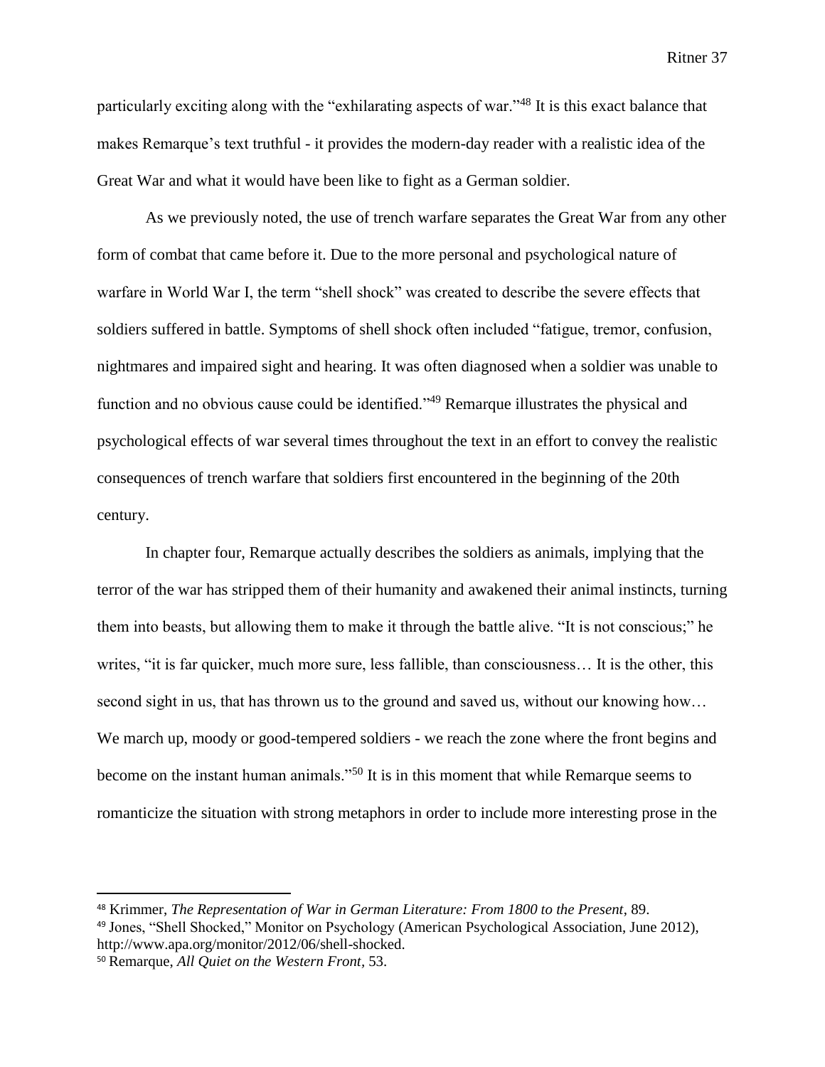particularly exciting along with the "exhilarating aspects of war."[48] It is this exact balance that makes Remarque's text truthful - it provides the modern-day reader with a realistic idea of the Great War and what it would have been like to fight as a German soldier.

As we previously noted, the use of trench warfare separates the Great War from any other form of combat that came before it. Due to the more personal and psychological nature of warfare in World War I, the term "shell shock" was created to describe the severe effects that soldiers suffered in battle. Symptoms of shell shock often included "fatigue, tremor, confusion, nightmares and impaired sight and hearing. It was often diagnosed when a soldier was unable to function and no obvious cause could be identified."[49] Remarque illustrates the physical and psychological effects of war several times throughout the text in an effort to convey the realistic consequences of trench warfare that soldiers first encountered in the beginning of the 20th century.

In chapter four, Remarque actually describes the soldiers as animals, implying that the terror of the war has stripped them of their humanity and awakened their animal instincts, turning them into beasts, but allowing them to make it through the battle alive. "It is not conscious;" he writes, "it is far quicker, much more sure, less fallible, than consciousness… It is the other, this second sight in us, that has thrown us to the ground and saved us, without our knowing how… We march up, moody or good-tempered soldiers - we reach the zone where the front begins and become on the instant human animals."[50] It is in this moment that while Remarque seems to romanticize the situation with strong metaphors in order to include more interesting prose in the

---

[48] Krimmer, *The Representation of War in German Literature: From 1800 to the Present*, 89.

[49] Jones, "Shell Shocked," Monitor on Psychology (American Psychological Association, June 2012), http://www.apa.org/monitor/2012/06/shell-shocked.

[50] Remarque, *All Quiet on the Western Front*, 53.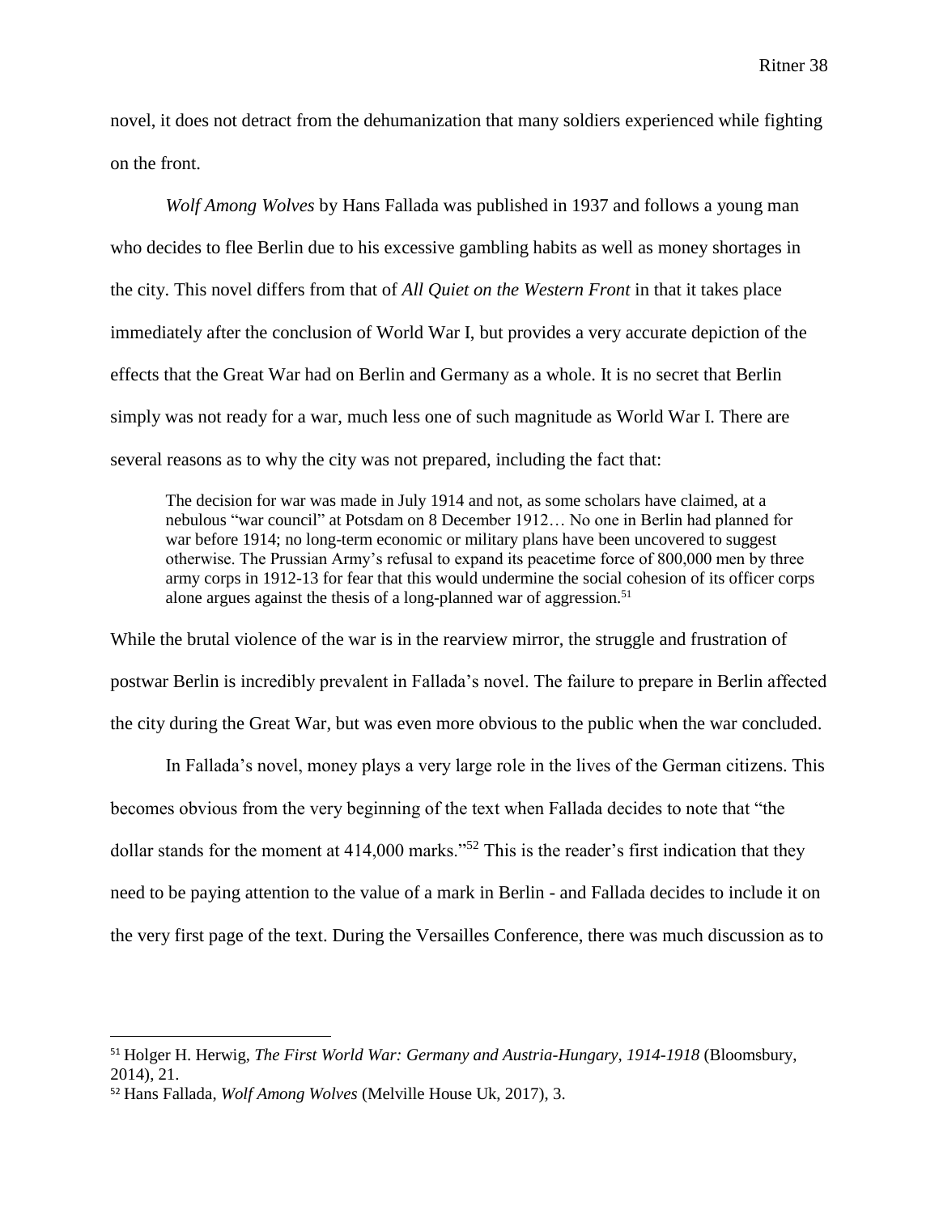novel, it does not detract from the dehumanization that many soldiers experienced while fighting on the front.

*Wolf Among Wolves* by Hans Fallada was published in 1937 and follows a young man who decides to flee Berlin due to his excessive gambling habits as well as money shortages in the city. This novel differs from that of *All Quiet on the Western Front* in that it takes place immediately after the conclusion of World War I, but provides a very accurate depiction of the effects that the Great War had on Berlin and Germany as a whole. It is no secret that Berlin simply was not ready for a war, much less one of such magnitude as World War I. There are several reasons as to why the city was not prepared, including the fact that:

> The decision for war was made in July 1914 and not, as some scholars have claimed, at a nebulous "war council" at Potsdam on 8 December 1912… No one in Berlin had planned for war before 1914; no long-term economic or military plans have been uncovered to suggest otherwise. The Prussian Army's refusal to expand its peacetime force of 800,000 men by three army corps in 1912-13 for fear that this would undermine the social cohesion of its officer corps alone argues against the thesis of a long-planned war of aggression.[51]

While the brutal violence of the war is in the rearview mirror, the struggle and frustration of postwar Berlin is incredibly prevalent in Fallada's novel. The failure to prepare in Berlin affected the city during the Great War, but was even more obvious to the public when the war concluded.

In Fallada's novel, money plays a very large role in the lives of the German citizens. This becomes obvious from the very beginning of the text when Fallada decides to note that "the dollar stands for the moment at 414,000 marks."[52] This is the reader's first indication that they need to be paying attention to the value of a mark in Berlin - and Fallada decides to include it on the very first page of the text. During the Versailles Conference, there was much discussion as to

---

[51] Holger H. Herwig, *The First World War: Germany and Austria-Hungary, 1914-1918* (Bloomsbury, 2014), 21.

[52] Hans Fallada, *Wolf Among Wolves* (Melville House Uk, 2017), 3.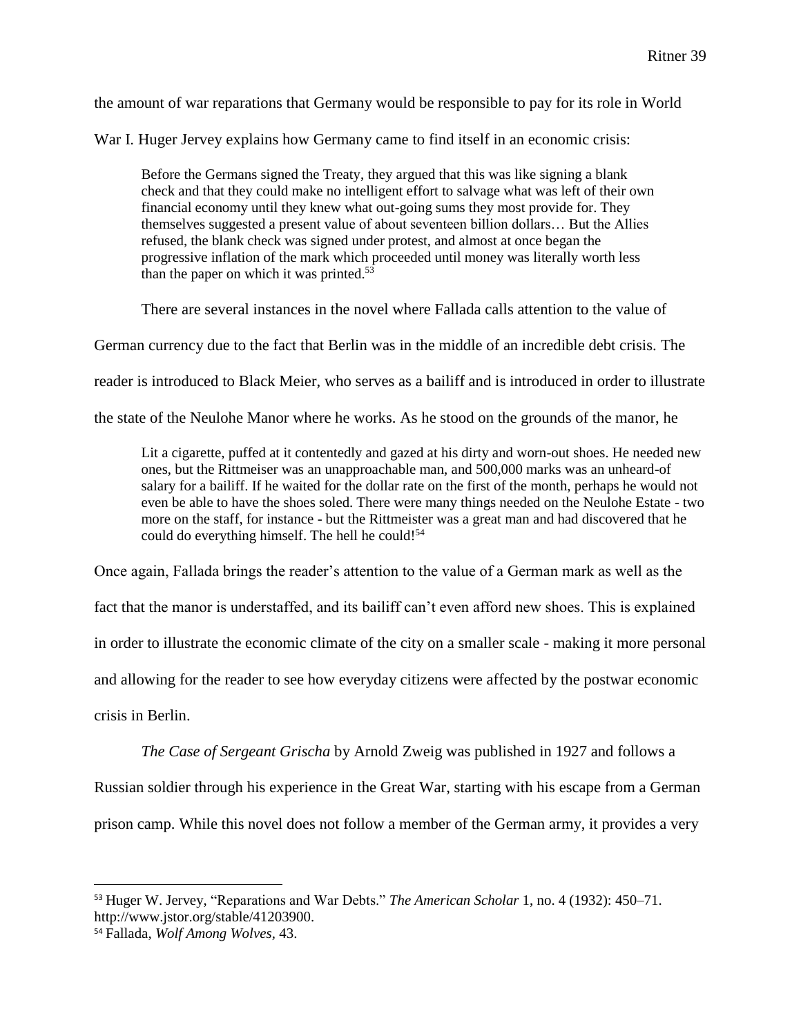the amount of war reparations that Germany would be responsible to pay for its role in World War I. Huger Jervey explains how Germany came to find itself in an economic crisis:

> Before the Germans signed the Treaty, they argued that this was like signing a blank check and that they could make no intelligent effort to salvage what was left of their own financial economy until they knew what out-going sums they most provide for. They themselves suggested a present value of about seventeen billion dollars… But the Allies refused, the blank check was signed under protest, and almost at once began the progressive inflation of the mark which proceeded until money was literally worth less than the paper on which it was printed.[53]

There are several instances in the novel where Fallada calls attention to the value of German currency due to the fact that Berlin was in the middle of an incredible debt crisis. The reader is introduced to Black Meier, who serves as a bailiff and is introduced in order to illustrate the state of the Neulohe Manor where he works. As he stood on the grounds of the manor, he

> Lit a cigarette, puffed at it contentedly and gazed at his dirty and worn-out shoes. He needed new ones, but the Rittmeiser was an unapproachable man, and 500,000 marks was an unheard-of salary for a bailiff. If he waited for the dollar rate on the first of the month, perhaps he would not even be able to have the shoes soled. There were many things needed on the Neulohe Estate - two more on the staff, for instance - but the Rittmeister was a great man and had discovered that he could do everything himself. The hell he could![54]

Once again, Fallada brings the reader's attention to the value of a German mark as well as the fact that the manor is understaffed, and its bailiff can't even afford new shoes. This is explained in order to illustrate the economic climate of the city on a smaller scale - making it more personal and allowing for the reader to see how everyday citizens were affected by the postwar economic crisis in Berlin.

*The Case of Sergeant Grischa* by Arnold Zweig was published in 1927 and follows a Russian soldier through his experience in the Great War, starting with his escape from a German prison camp. While this novel does not follow a member of the German army, it provides a very

---

[53] Huger W. Jervey, "Reparations and War Debts." *The American Scholar* 1, no. 4 (1932): 450–71. http://www.jstor.org/stable/41203900.

[54] Fallada, *Wolf Among Wolves*, 43.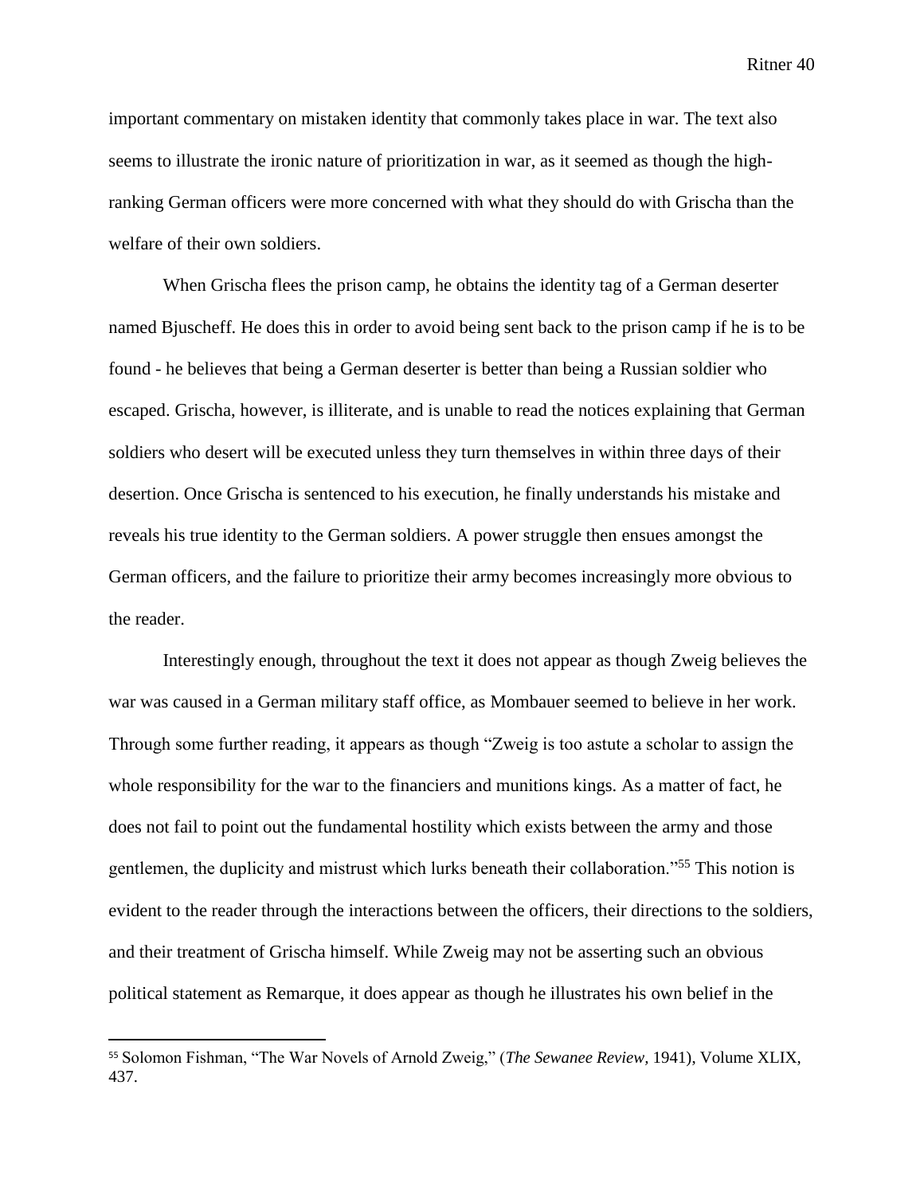important commentary on mistaken identity that commonly takes place in war. The text also seems to illustrate the ironic nature of prioritization in war, as it seemed as though the high-ranking German officers were more concerned with what they should do with Grischa than the welfare of their own soldiers.

When Grischa flees the prison camp, he obtains the identity tag of a German deserter named Bjuscheff. He does this in order to avoid being sent back to the prison camp if he is to be found - he believes that being a German deserter is better than being a Russian soldier who escaped. Grischa, however, is illiterate, and is unable to read the notices explaining that German soldiers who desert will be executed unless they turn themselves in within three days of their desertion. Once Grischa is sentenced to his execution, he finally understands his mistake and reveals his true identity to the German soldiers. A power struggle then ensues amongst the German officers, and the failure to prioritize their army becomes increasingly more obvious to the reader.

Interestingly enough, throughout the text it does not appear as though Zweig believes the war was caused in a German military staff office, as Mombauer seemed to believe in her work. Through some further reading, it appears as though "Zweig is too astute a scholar to assign the whole responsibility for the war to the financiers and munitions kings. As a matter of fact, he does not fail to point out the fundamental hostility which exists between the army and those gentlemen, the duplicity and mistrust which lurks beneath their collaboration."[55] This notion is evident to the reader through the interactions between the officers, their directions to the soldiers, and their treatment of Grischa himself. While Zweig may not be asserting such an obvious political statement as Remarque, it does appear as though he illustrates his own belief in the

---

[55] Solomon Fishman, "The War Novels of Arnold Zweig," (*The Sewanee Review,* 1941), Volume XLIX, 437.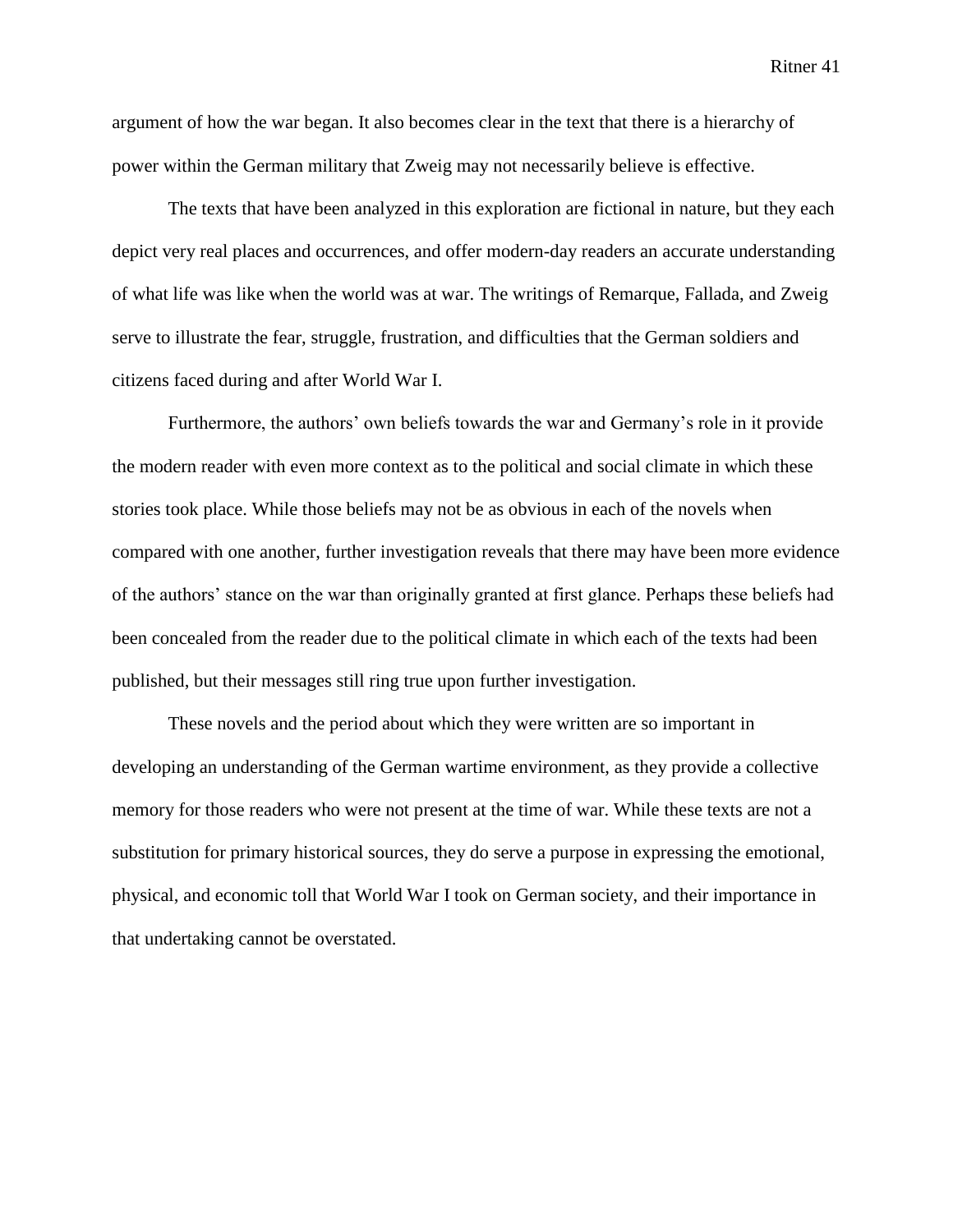argument of how the war began. It also becomes clear in the text that there is a hierarchy of power within the German military that Zweig may not necessarily believe is effective.

The texts that have been analyzed in this exploration are fictional in nature, but they each depict very real places and occurrences, and offer modern-day readers an accurate understanding of what life was like when the world was at war. The writings of Remarque, Fallada, and Zweig serve to illustrate the fear, struggle, frustration, and difficulties that the German soldiers and citizens faced during and after World War I.

Furthermore, the authors' own beliefs towards the war and Germany's role in it provide the modern reader with even more context as to the political and social climate in which these stories took place. While those beliefs may not be as obvious in each of the novels when compared with one another, further investigation reveals that there may have been more evidence of the authors' stance on the war than originally granted at first glance. Perhaps these beliefs had been concealed from the reader due to the political climate in which each of the texts had been published, but their messages still ring true upon further investigation.

These novels and the period about which they were written are so important in developing an understanding of the German wartime environment, as they provide a collective memory for those readers who were not present at the time of war. While these texts are not a substitution for primary historical sources, they do serve a purpose in expressing the emotional, physical, and economic toll that World War I took on German society, and their importance in that undertaking cannot be overstated.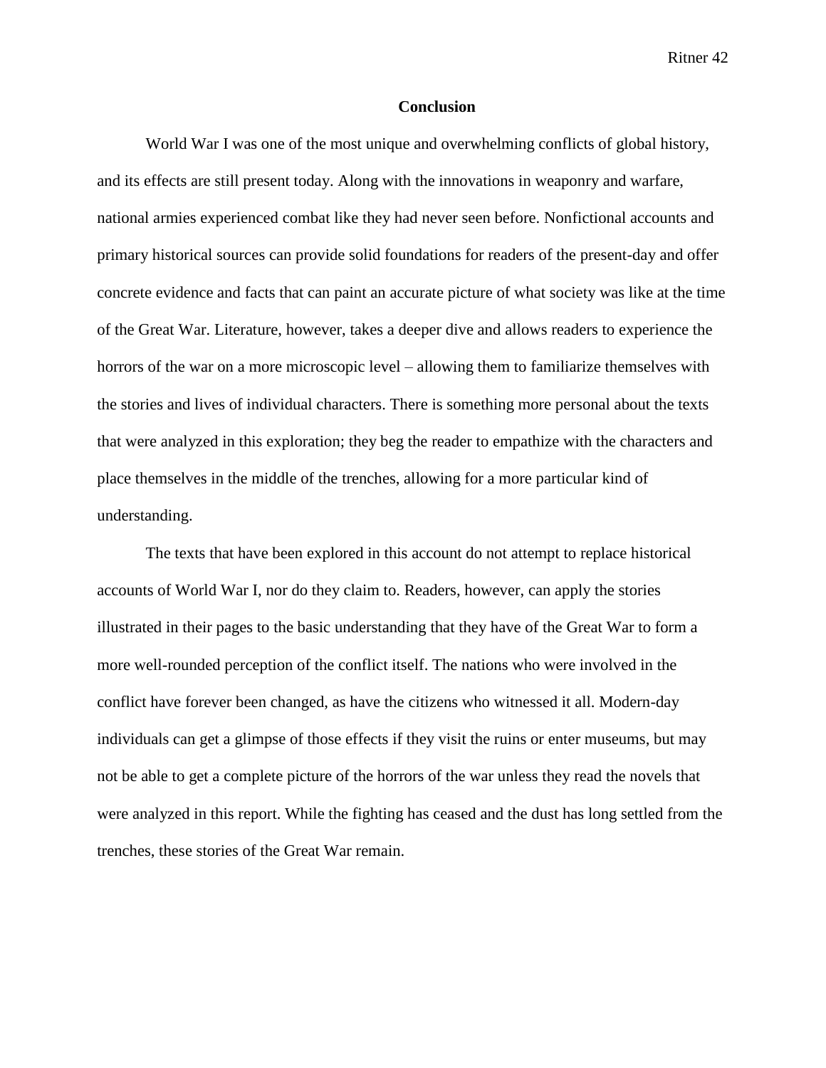## Conclusion

World War I was one of the most unique and overwhelming conflicts of global history, and its effects are still present today. Along with the innovations in weaponry and warfare, national armies experienced combat like they had never seen before. Nonfictional accounts and primary historical sources can provide solid foundations for readers of the present-day and offer concrete evidence and facts that can paint an accurate picture of what society was like at the time of the Great War. Literature, however, takes a deeper dive and allows readers to experience the horrors of the war on a more microscopic level – allowing them to familiarize themselves with the stories and lives of individual characters. There is something more personal about the texts that were analyzed in this exploration; they beg the reader to empathize with the characters and place themselves in the middle of the trenches, allowing for a more particular kind of understanding.

The texts that have been explored in this account do not attempt to replace historical accounts of World War I, nor do they claim to. Readers, however, can apply the stories illustrated in their pages to the basic understanding that they have of the Great War to form a more well-rounded perception of the conflict itself. The nations who were involved in the conflict have forever been changed, as have the citizens who witnessed it all. Modern-day individuals can get a glimpse of those effects if they visit the ruins or enter museums, but may not be able to get a complete picture of the horrors of the war unless they read the novels that were analyzed in this report. While the fighting has ceased and the dust has long settled from the trenches, these stories of the Great War remain.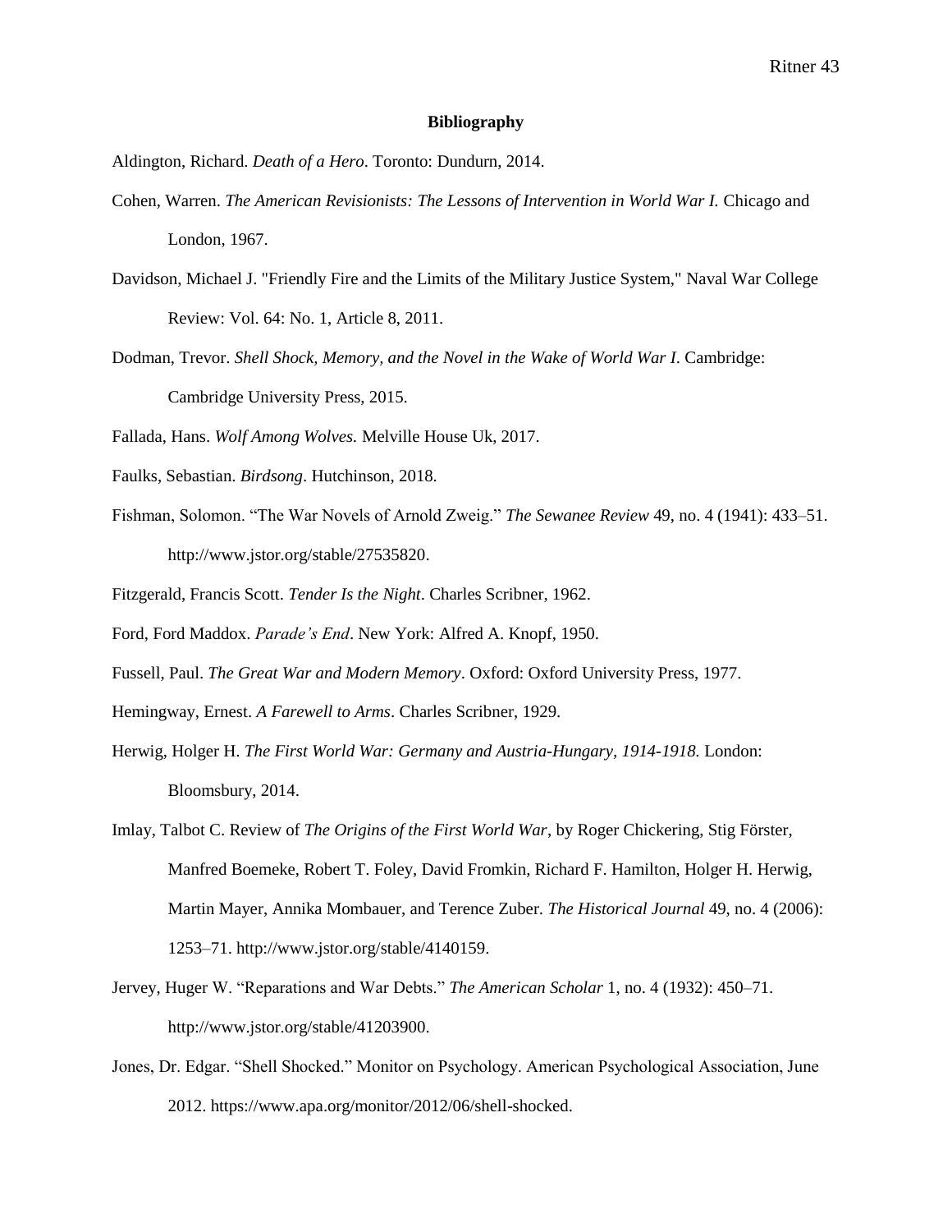**Bibliography**

Aldington, Richard. *Death of a Hero*. Toronto: Dundurn, 2014.

Cohen, Warren. *The American Revisionists: The Lessons of Intervention in World War I.* Chicago and London, 1967.

Davidson, Michael J. "Friendly Fire and the Limits of the Military Justice System," Naval War College Review: Vol. 64: No. 1, Article 8, 2011.

Dodman, Trevor. *Shell Shock, Memory, and the Novel in the Wake of World War I*. Cambridge: Cambridge University Press, 2015.

Fallada, Hans. *Wolf Among Wolves.* Melville House Uk, 2017.

Faulks, Sebastian. *Birdsong*. Hutchinson, 2018.

Fishman, Solomon. "The War Novels of Arnold Zweig." *The Sewanee Review* 49, no. 4 (1941): 433–51. http://www.jstor.org/stable/27535820.

Fitzgerald, Francis Scott. *Tender Is the Night*. Charles Scribner, 1962.

Ford, Ford Maddox. *Parade's End*. New York: Alfred A. Knopf, 1950.

Fussell, Paul. *The Great War and Modern Memory*. Oxford: Oxford University Press, 1977.

Hemingway, Ernest. *A Farewell to Arms*. Charles Scribner, 1929.

Herwig, Holger H. *The First World War: Germany and Austria-Hungary, 1914-1918.* London: Bloomsbury, 2014.

Imlay, Talbot C. Review of *The Origins of the First World War*, by Roger Chickering, Stig Förster, Manfred Boemeke, Robert T. Foley, David Fromkin, Richard F. Hamilton, Holger H. Herwig, Martin Mayer, Annika Mombauer, and Terence Zuber. *The Historical Journal* 49, no. 4 (2006): 1253–71. http://www.jstor.org/stable/4140159.

Jervey, Huger W. "Reparations and War Debts." *The American Scholar* 1, no. 4 (1932): 450–71. http://www.jstor.org/stable/41203900.

Jones, Dr. Edgar. "Shell Shocked." Monitor on Psychology. American Psychological Association, June 2012. https://www.apa.org/monitor/2012/06/shell-shocked.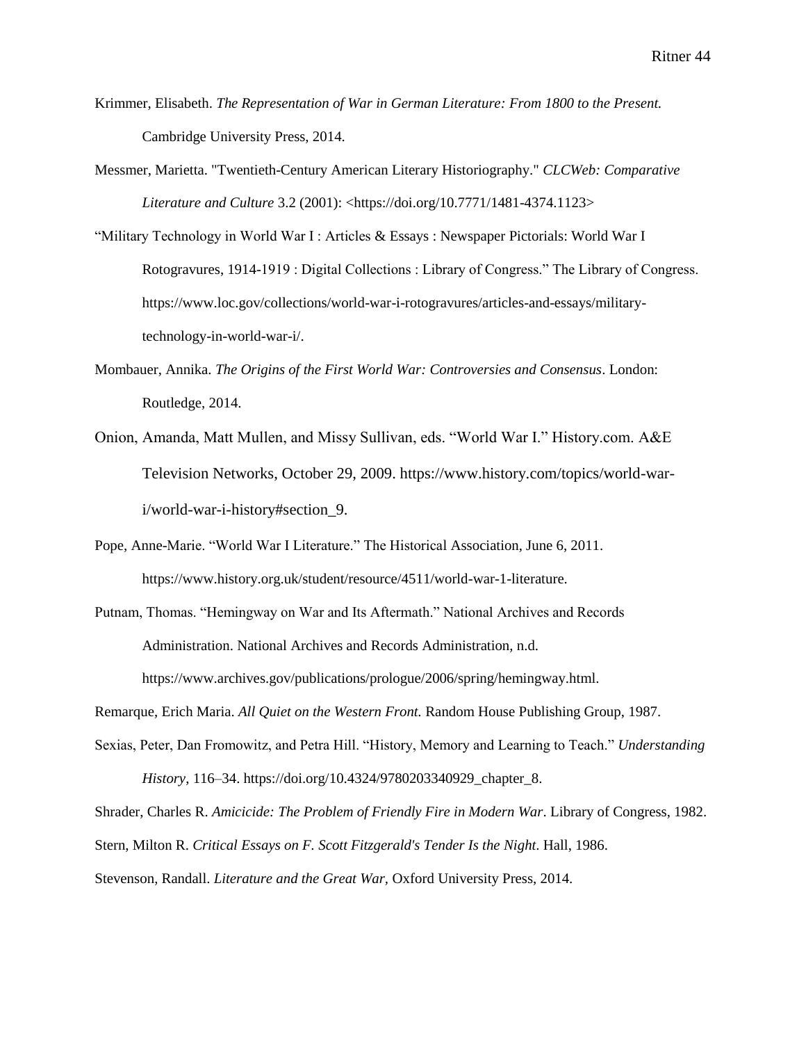Krimmer, Elisabeth. *The Representation of War in German Literature: From 1800 to the Present.* Cambridge University Press, 2014.

Messmer, Marietta. "Twentieth-Century American Literary Historiography." *CLCWeb: Comparative Literature and Culture* 3.2 (2001): <https://doi.org/10.7771/1481-4374.1123>

"Military Technology in World War I : Articles & Essays : Newspaper Pictorials: World War I Rotogravures, 1914-1919 : Digital Collections : Library of Congress." The Library of Congress. https://www.loc.gov/collections/world-war-i-rotogravures/articles-and-essays/military-technology-in-world-war-i/.

Mombauer, Annika. *The Origins of the First World War: Controversies and Consensus*. London: Routledge, 2014.

Onion, Amanda, Matt Mullen, and Missy Sullivan, eds. "World War I." History.com. A&E Television Networks, October 29, 2009. https://www.history.com/topics/world-war-i/world-war-i-history#section_9.

Pope, Anne-Marie. "World War I Literature." The Historical Association, June 6, 2011. https://www.history.org.uk/student/resource/4511/world-war-1-literature.

Putnam, Thomas. "Hemingway on War and Its Aftermath." National Archives and Records Administration. National Archives and Records Administration, n.d. https://www.archives.gov/publications/prologue/2006/spring/hemingway.html.

Remarque, Erich Maria. *All Quiet on the Western Front.* Random House Publishing Group, 1987.

Sexias, Peter, Dan Fromowitz, and Petra Hill. "History, Memory and Learning to Teach." *Understanding History*, 116–34. https://doi.org/10.4324/9780203340929_chapter_8.

Shrader, Charles R. *Amicicide: The Problem of Friendly Fire in Modern War*. Library of Congress, 1982.

Stern, Milton R. *Critical Essays on F. Scott Fitzgerald's Tender Is the Night*. Hall, 1986.

Stevenson, Randall. *Literature and the Great War,* Oxford University Press, 2014.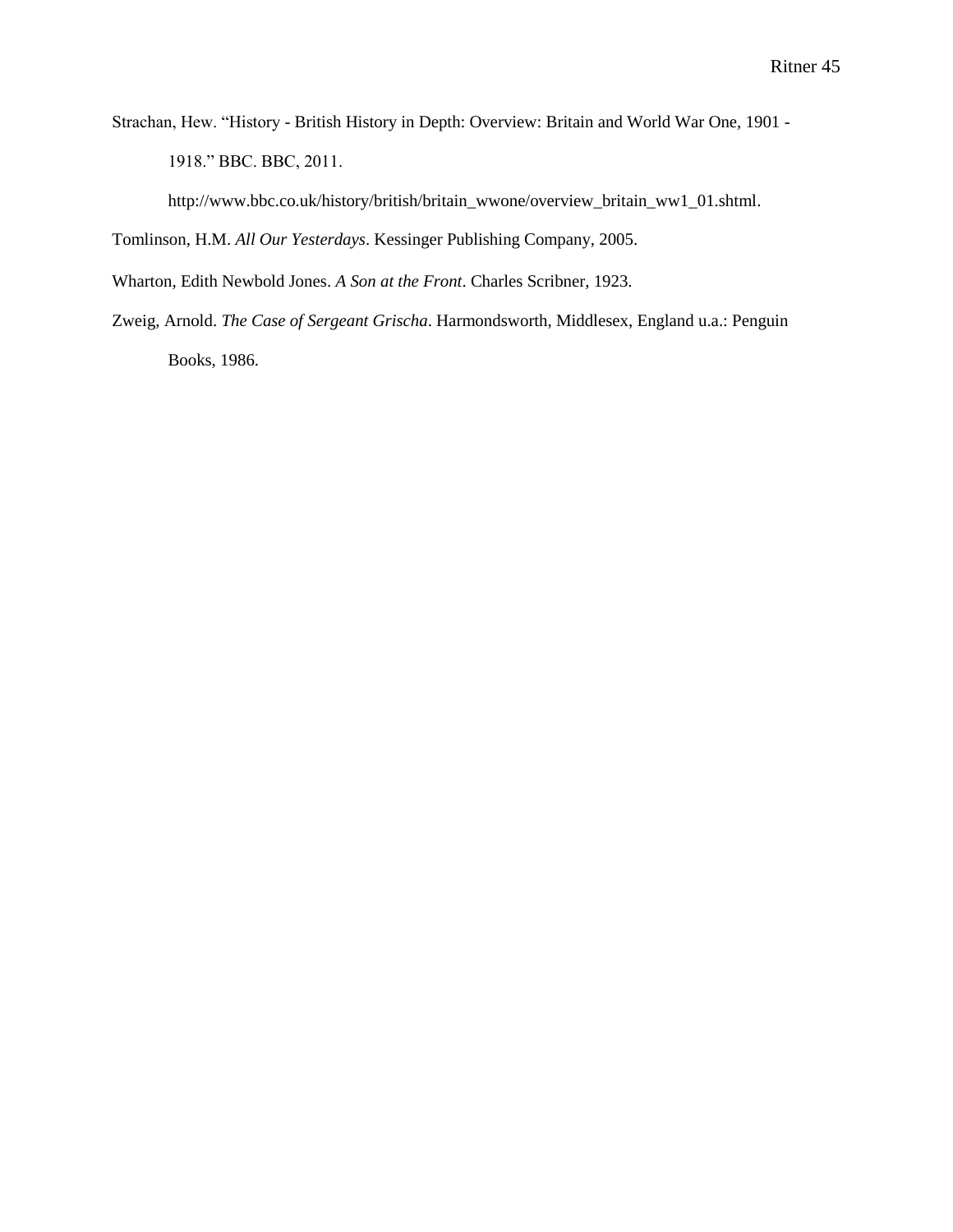Strachan, Hew. “History - British History in Depth: Overview: Britain and World War One, 1901 - 1918.” BBC. BBC, 2011. http://www.bbc.co.uk/history/british/britain_wwone/overview_britain_ww1_01.shtml.

Tomlinson, H.M. *All Our Yesterdays*. Kessinger Publishing Company, 2005.

Wharton, Edith Newbold Jones. *A Son at the Front*. Charles Scribner, 1923.

Zweig, Arnold. *The Case of Sergeant Grischa*. Harmondsworth, Middlesex, England u.a.: Penguin Books, 1986.